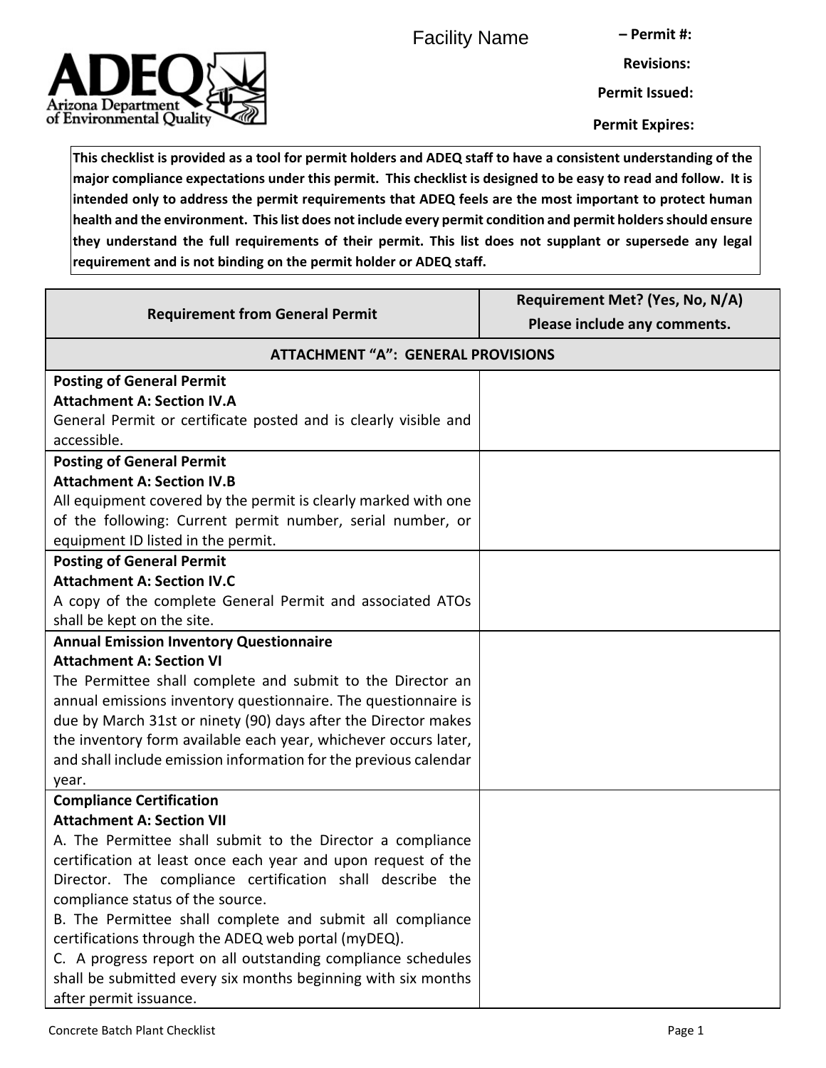Facility Name – Permit #:

Revisions:

Permit Issued:

Permit Expires:

**This checklist is provided as a tool for permit holders and ADEQ staff to have a consistent understanding of the major compliance expectations under this permit. This checklist is designed to be easy to read and follow. It is intended only to address the permit requirements that ADEQ feels are the most important to protect human health and the environment. This list does not include every permit condition and permit holders should ensure they understand the full requirements of their permit. This list does not supplant or supersede any legal requirement and is not binding on the permit holder or ADEQ staff.**

| Requirement from General Permit | Requirement Met? (Yes, No, N/A) Please include any comments. |
|---|---|
| **ATTACHMENT "A": GENERAL PROVISIONS** | |
| **Posting of General Permit** **Attachment A: Section IV.A** General Permit or certificate posted and is clearly visible and accessible. | |
| **Posting of General Permit** **Attachment A: Section IV.B** All equipment covered by the permit is clearly marked with one of the following: Current permit number, serial number, or equipment ID listed in the permit. | |
| **Posting of General Permit** **Attachment A: Section IV.C** A copy of the complete General Permit and associated ATOs shall be kept on the site. | |
| **Annual Emission Inventory Questionnaire** **Attachment A: Section VI** The Permittee shall complete and submit to the Director an annual emissions inventory questionnaire. The questionnaire is due by March 31st or ninety (90) days after the Director makes the inventory form available each year, whichever occurs later, and shall include emission information for the previous calendar year. | |
| **Compliance Certification** **Attachment A: Section VII** A. The Permittee shall submit to the Director a compliance certification at least once each year and upon request of the Director. The compliance certification shall describe the compliance status of the source. B. The Permittee shall complete and submit all compliance certifications through the ADEQ web portal (myDEQ). C. A progress report on all outstanding compliance schedules shall be submitted every six months beginning with six months after permit issuance. | |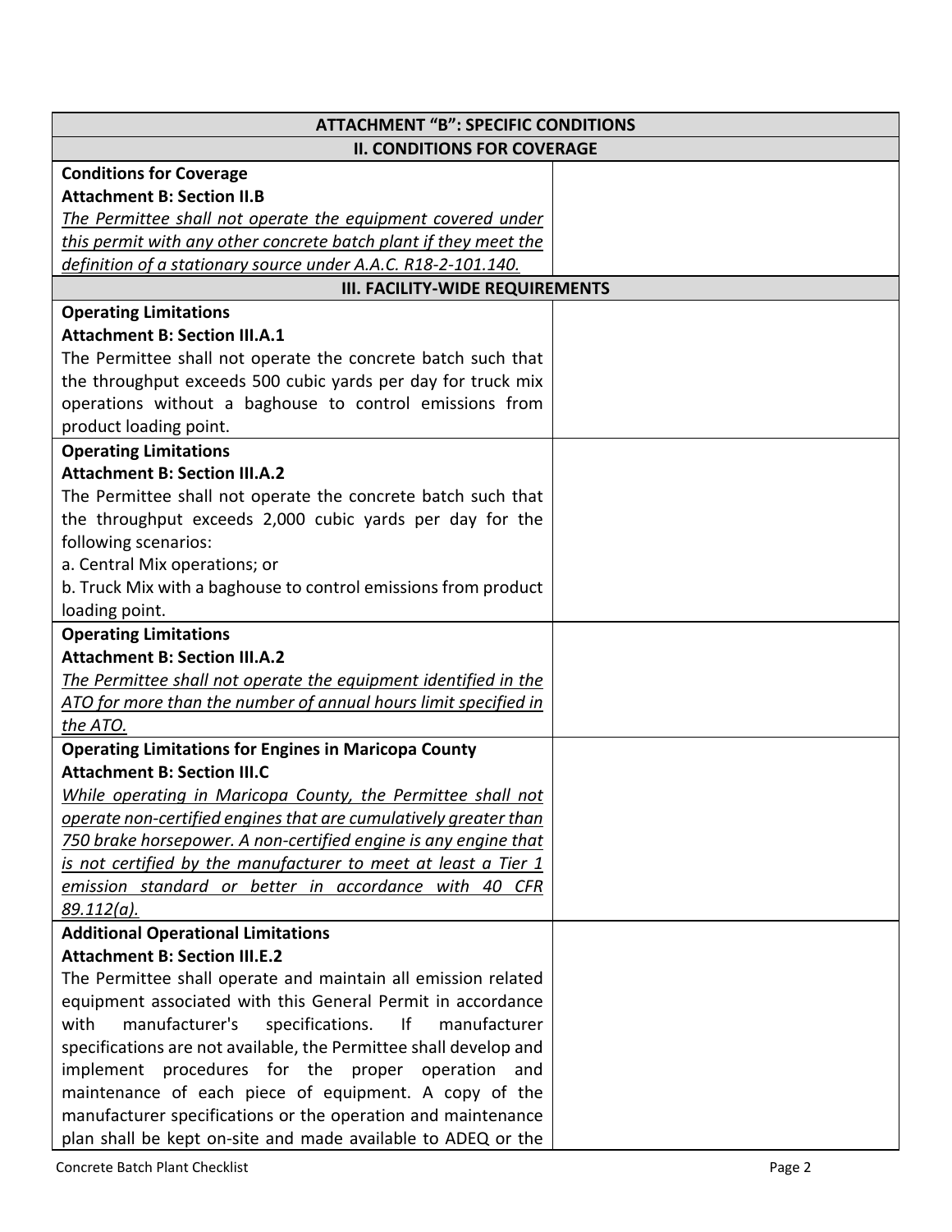| ATTACHMENT "B": SPECIFIC CONDITIONS | |
|---|---|
| **II. CONDITIONS FOR COVERAGE** | |
| **Conditions for Coverage**<br>**Attachment B: Section II.B**<br>*The Permittee shall not operate the equipment covered under this permit with any other concrete batch plant if they meet the definition of a stationary source under A.A.C. R18-2-101.140.* | |
| **III. FACILITY-WIDE REQUIREMENTS** | |
| **Operating Limitations**<br>**Attachment B: Section III.A.1**<br>The Permittee shall not operate the concrete batch such that the throughput exceeds 500 cubic yards per day for truck mix operations without a baghouse to control emissions from product loading point. | |
| **Operating Limitations**<br>**Attachment B: Section III.A.2**<br>The Permittee shall not operate the concrete batch such that the throughput exceeds 2,000 cubic yards per day for the following scenarios:<br>a. Central Mix operations; or<br>b. Truck Mix with a baghouse to control emissions from product loading point. | |
| **Operating Limitations**<br>**Attachment B: Section III.A.2**<br>*The Permittee shall not operate the equipment identified in the ATO for more than the number of annual hours limit specified in the ATO.* | |
| **Operating Limitations for Engines in Maricopa County**<br>**Attachment B: Section III.C**<br>*While operating in Maricopa County, the Permittee shall not operate non-certified engines that are cumulatively greater than 750 brake horsepower. A non-certified engine is any engine that is not certified by the manufacturer to meet at least a Tier 1 emission standard or better in accordance with 40 CFR 89.112(a).* | |
| **Additional Operational Limitations**<br>**Attachment B: Section III.E.2**<br>The Permittee shall operate and maintain all emission related equipment associated with this General Permit in accordance with manufacturer's specifications. If manufacturer specifications are not available, the Permittee shall develop and implement procedures for the proper operation and maintenance of each piece of equipment. A copy of the manufacturer specifications or the operation and maintenance plan shall be kept on-site and made available to ADEQ or the | |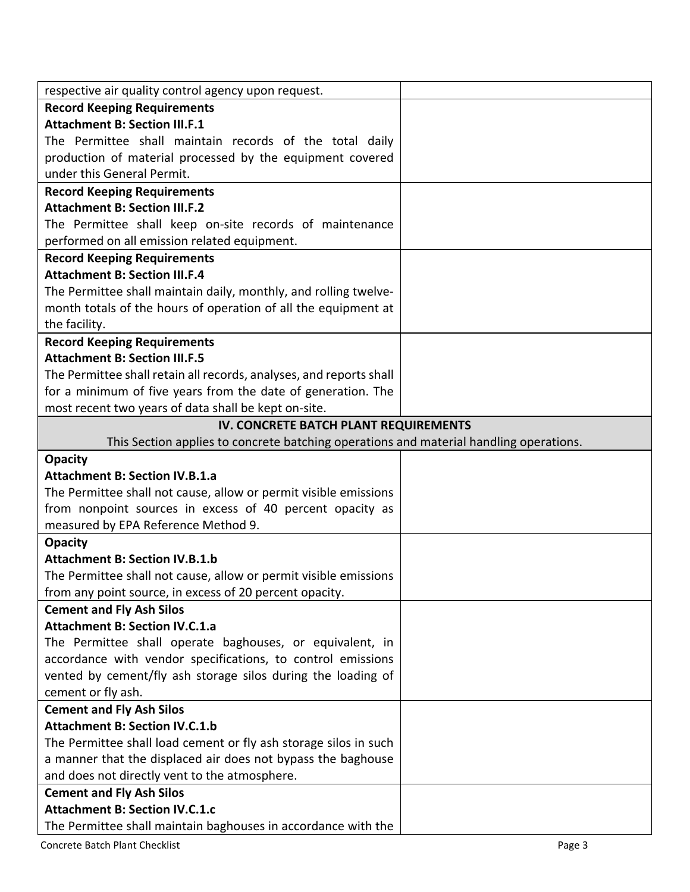| | |
|---|---|
| respective air quality control agency upon request. | |
| **Record Keeping Requirements**<br>**Attachment B: Section III.F.1**<br>The Permittee shall maintain records of the total daily production of material processed by the equipment covered under this General Permit. | |
| **Record Keeping Requirements**<br>**Attachment B: Section III.F.2**<br>The Permittee shall keep on-site records of maintenance performed on all emission related equipment. | |
| **Record Keeping Requirements**<br>**Attachment B: Section III.F.4**<br>The Permittee shall maintain daily, monthly, and rolling twelve-month totals of the hours of operation of all the equipment at the facility. | |
| **Record Keeping Requirements**<br>**Attachment B: Section III.F.5**<br>The Permittee shall retain all records, analyses, and reports shall for a minimum of five years from the date of generation. The most recent two years of data shall be kept on-site. | |
| **IV. CONCRETE BATCH PLANT REQUIREMENTS**<br>This Section applies to concrete batching operations and material handling operations. | |
| **Opacity**<br>**Attachment B: Section IV.B.1.a**<br>The Permittee shall not cause, allow or permit visible emissions from nonpoint sources in excess of 40 percent opacity as measured by EPA Reference Method 9. | |
| **Opacity**<br>**Attachment B: Section IV.B.1.b**<br>The Permittee shall not cause, allow or permit visible emissions from any point source, in excess of 20 percent opacity. | |
| **Cement and Fly Ash Silos**<br>**Attachment B: Section IV.C.1.a**<br>The Permittee shall operate baghouses, or equivalent, in accordance with vendor specifications, to control emissions vented by cement/fly ash storage silos during the loading of cement or fly ash. | |
| **Cement and Fly Ash Silos**<br>**Attachment B: Section IV.C.1.b**<br>The Permittee shall load cement or fly ash storage silos in such a manner that the displaced air does not bypass the baghouse and does not directly vent to the atmosphere. | |
| **Cement and Fly Ash Silos**<br>**Attachment B: Section IV.C.1.c**<br>The Permittee shall maintain baghouses in accordance with the | |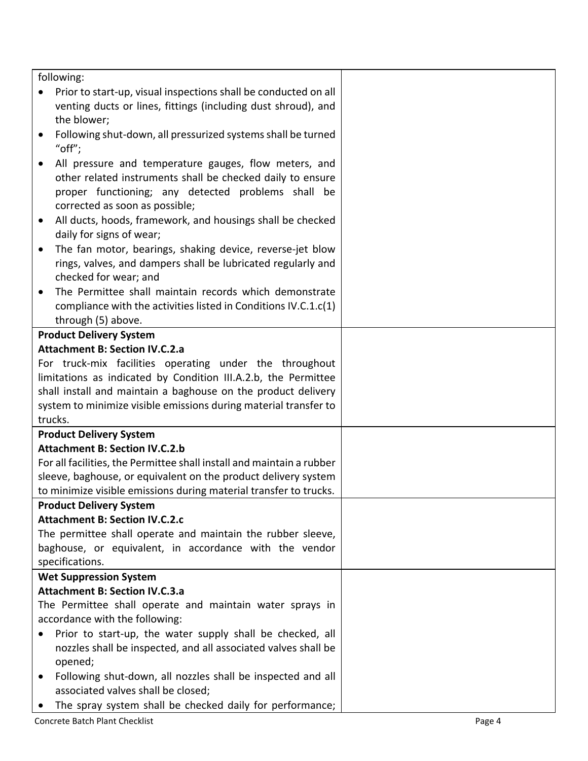| | |
|---|---|
| following:<br>• Prior to start-up, visual inspections shall be conducted on all venting ducts or lines, fittings (including dust shroud), and the blower;<br>• Following shut-down, all pressurized systems shall be turned "off";<br>• All pressure and temperature gauges, flow meters, and other related instruments shall be checked daily to ensure proper functioning; any detected problems shall be corrected as soon as possible;<br>• All ducts, hoods, framework, and housings shall be checked daily for signs of wear;<br>• The fan motor, bearings, shaking device, reverse-jet blow rings, valves, and dampers shall be lubricated regularly and checked for wear; and<br>• The Permittee shall maintain records which demonstrate compliance with the activities listed in Conditions IV.C.1.c(1) through (5) above. | |
| **Product Delivery System**<br>**Attachment B: Section IV.C.2.a**<br>For truck-mix facilities operating under the throughout limitations as indicated by Condition III.A.2.b, the Permittee shall install and maintain a baghouse on the product delivery system to minimize visible emissions during material transfer to trucks. | |
| **Product Delivery System**<br>**Attachment B: Section IV.C.2.b**<br>For all facilities, the Permittee shall install and maintain a rubber sleeve, baghouse, or equivalent on the product delivery system to minimize visible emissions during material transfer to trucks. | |
| **Product Delivery System**<br>**Attachment B: Section IV.C.2.c**<br>The permittee shall operate and maintain the rubber sleeve, baghouse, or equivalent, in accordance with the vendor specifications. | |
| **Wet Suppression System**<br>**Attachment B: Section IV.C.3.a**<br>The Permittee shall operate and maintain water sprays in accordance with the following:<br>• Prior to start-up, the water supply shall be checked, all nozzles shall be inspected, and all associated valves shall be opened;<br>• Following shut-down, all nozzles shall be inspected and all associated valves shall be closed;<br>• The spray system shall be checked daily for performance; | |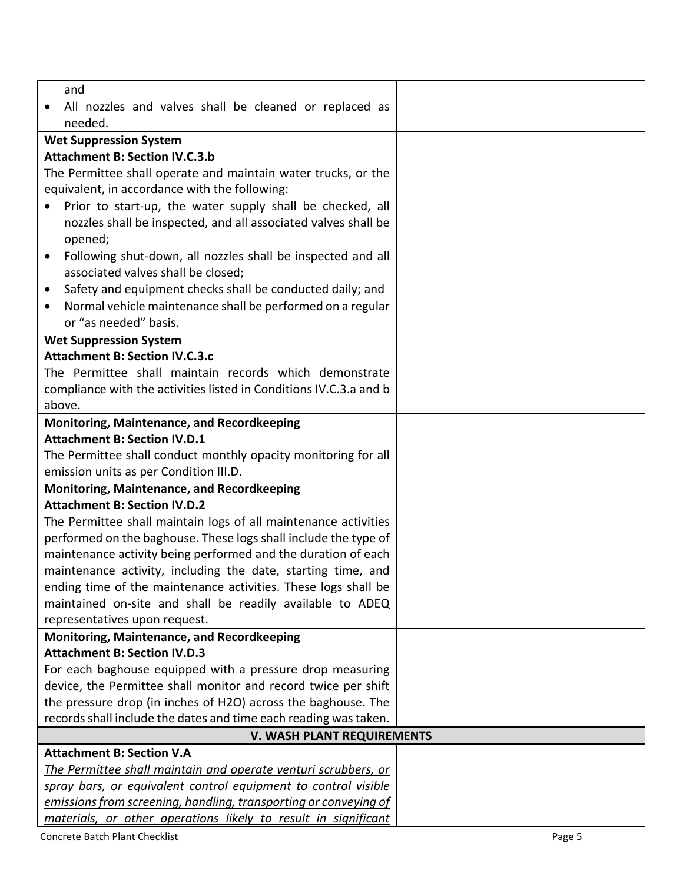| | |
|---|---|
| and<br>• All nozzles and valves shall be cleaned or replaced as needed. | |
| **Wet Suppression System**<br>**Attachment B: Section IV.C.3.b**<br>The Permittee shall operate and maintain water trucks, or the equivalent, in accordance with the following:<br>• Prior to start-up, the water supply shall be checked, all nozzles shall be inspected, and all associated valves shall be opened;<br>• Following shut-down, all nozzles shall be inspected and all associated valves shall be closed;<br>• Safety and equipment checks shall be conducted daily; and<br>• Normal vehicle maintenance shall be performed on a regular or "as needed" basis. | |
| **Wet Suppression System**<br>**Attachment B: Section IV.C.3.c**<br>The Permittee shall maintain records which demonstrate compliance with the activities listed in Conditions IV.C.3.a and b above. | |
| **Monitoring, Maintenance, and Recordkeeping**<br>**Attachment B: Section IV.D.1**<br>The Permittee shall conduct monthly opacity monitoring for all emission units as per Condition III.D. | |
| **Monitoring, Maintenance, and Recordkeeping**<br>**Attachment B: Section IV.D.2**<br>The Permittee shall maintain logs of all maintenance activities performed on the baghouse. These logs shall include the type of maintenance activity being performed and the duration of each maintenance activity, including the date, starting time, and ending time of the maintenance activities. These logs shall be maintained on-site and shall be readily available to ADEQ representatives upon request. | |
| **Monitoring, Maintenance, and Recordkeeping**<br>**Attachment B: Section IV.D.3**<br>For each baghouse equipped with a pressure drop measuring device, the Permittee shall monitor and record twice per shift the pressure drop (in inches of $H_2O$) across the baghouse. The records shall include the dates and time each reading was taken. | |
| **V. WASH PLANT REQUIREMENTS** | |
| **Attachment B: Section V.A**<br>*The Permittee shall maintain and operate venturi scrubbers, or spray bars, or equivalent control equipment to control visible emissions from screening, handling, transporting or conveying of materials, or other operations likely to result in significant* | |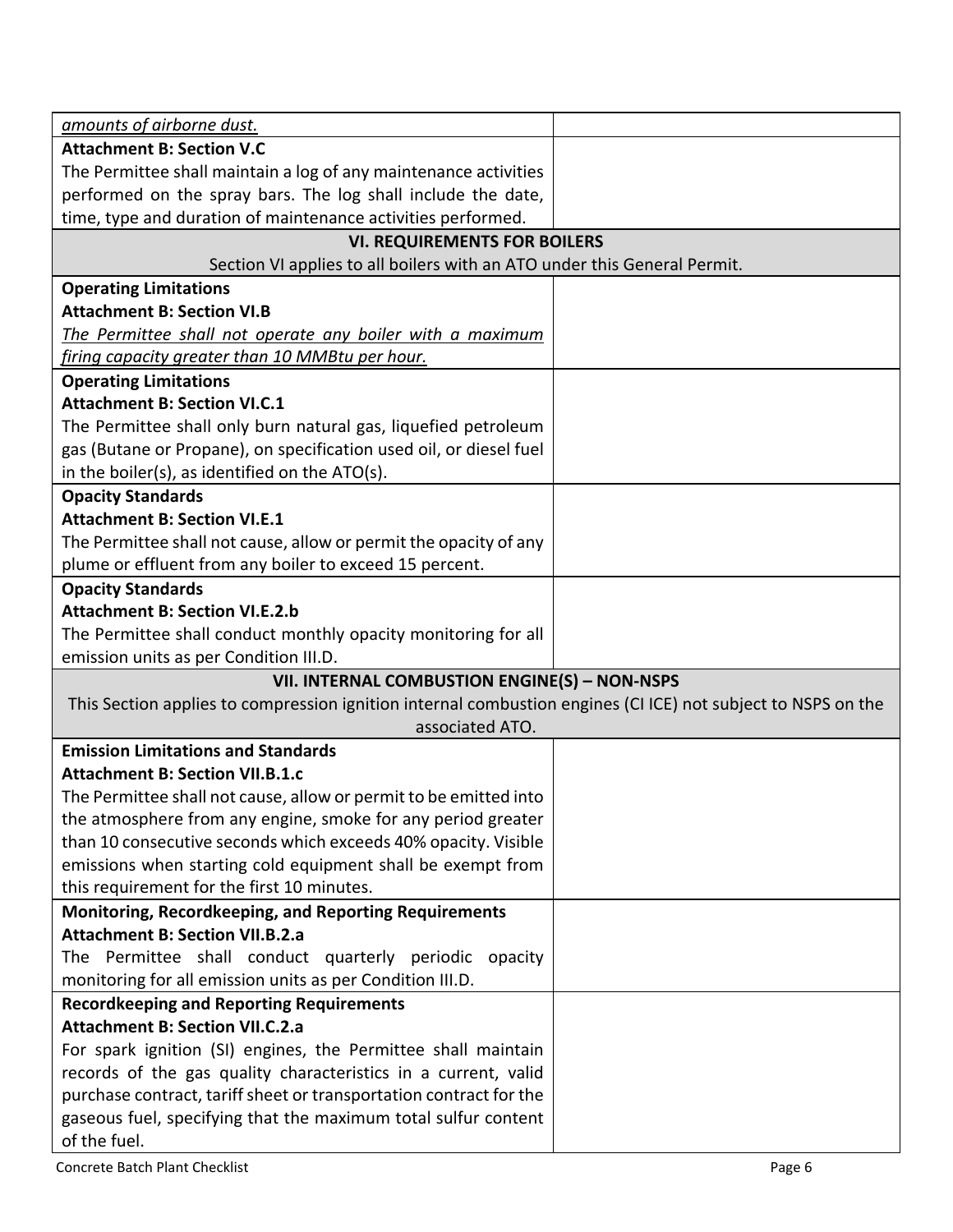| | |
|---|---|
| *amounts of airborne dust.* | |
| **Attachment B: Section V.C**<br>The Permittee shall maintain a log of any maintenance activities performed on the spray bars. The log shall include the date, time, type and duration of maintenance activities performed. | |
| **VI. REQUIREMENTS FOR BOILERS**<br>Section VI applies to all boilers with an ATO under this General Permit. | |
| **Operating Limitations**<br>**Attachment B: Section VI.B**<br>*The Permittee shall not operate any boiler with a maximum firing capacity greater than 10 MMBtu per hour.* | |
| **Operating Limitations**<br>**Attachment B: Section VI.C.1**<br>The Permittee shall only burn natural gas, liquefied petroleum gas (Butane or Propane), on specification used oil, or diesel fuel in the boiler(s), as identified on the ATO(s). | |
| **Opacity Standards**<br>**Attachment B: Section VI.E.1**<br>The Permittee shall not cause, allow or permit the opacity of any plume or effluent from any boiler to exceed 15 percent. | |
| **Opacity Standards**<br>**Attachment B: Section VI.E.2.b**<br>The Permittee shall conduct monthly opacity monitoring for all emission units as per Condition III.D. | |
| **VII. INTERNAL COMBUSTION ENGINE(S) – NON-NSPS**<br>This Section applies to compression ignition internal combustion engines (CI ICE) not subject to NSPS on the associated ATO. | |
| **Emission Limitations and Standards**<br>**Attachment B: Section VII.B.1.c**<br>The Permittee shall not cause, allow or permit to be emitted into the atmosphere from any engine, smoke for any period greater than 10 consecutive seconds which exceeds 40% opacity. Visible emissions when starting cold equipment shall be exempt from this requirement for the first 10 minutes. | |
| **Monitoring, Recordkeeping, and Reporting Requirements**<br>**Attachment B: Section VII.B.2.a**<br>The Permittee shall conduct quarterly periodic opacity monitoring for all emission units as per Condition III.D. | |
| **Recordkeeping and Reporting Requirements**<br>**Attachment B: Section VII.C.2.a**<br>For spark ignition (SI) engines, the Permittee shall maintain records of the gas quality characteristics in a current, valid purchase contract, tariff sheet or transportation contract for the gaseous fuel, specifying that the maximum total sulfur content of the fuel. | |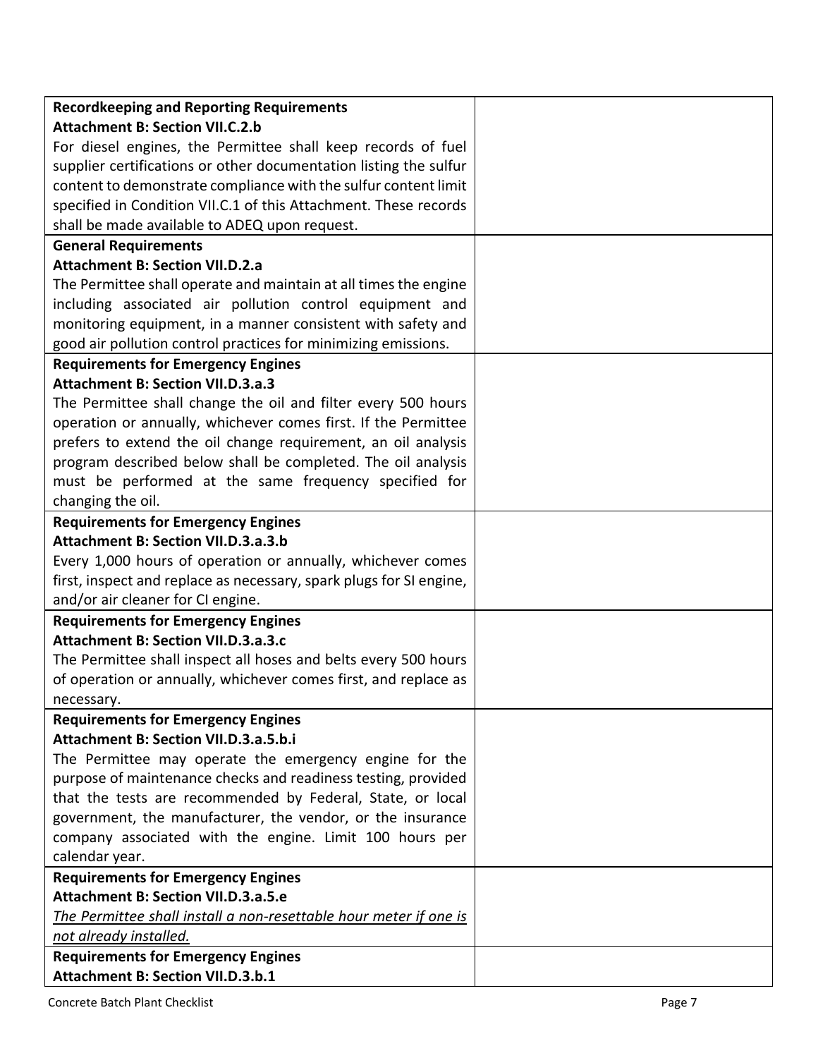| | |
|---|---|
| **Recordkeeping and Reporting Requirements**<br>**Attachment B: Section VII.C.2.b**<br>For diesel engines, the Permittee shall keep records of fuel supplier certifications or other documentation listing the sulfur content to demonstrate compliance with the sulfur content limit specified in Condition VII.C.1 of this Attachment. These records shall be made available to ADEQ upon request. | |
| **General Requirements**<br>**Attachment B: Section VII.D.2.a**<br>The Permittee shall operate and maintain at all times the engine including associated air pollution control equipment and monitoring equipment, in a manner consistent with safety and good air pollution control practices for minimizing emissions. | |
| **Requirements for Emergency Engines**<br>**Attachment B: Section VII.D.3.a.3**<br>The Permittee shall change the oil and filter every 500 hours operation or annually, whichever comes first. If the Permittee prefers to extend the oil change requirement, an oil analysis program described below shall be completed. The oil analysis must be performed at the same frequency specified for changing the oil. | |
| **Requirements for Emergency Engines**<br>**Attachment B: Section VII.D.3.a.3.b**<br>Every 1,000 hours of operation or annually, whichever comes first, inspect and replace as necessary, spark plugs for SI engine, and/or air cleaner for CI engine. | |
| **Requirements for Emergency Engines**<br>**Attachment B: Section VII.D.3.a.3.c**<br>The Permittee shall inspect all hoses and belts every 500 hours of operation or annually, whichever comes first, and replace as necessary. | |
| **Requirements for Emergency Engines**<br>**Attachment B: Section VII.D.3.a.5.b.i**<br>The Permittee may operate the emergency engine for the purpose of maintenance checks and readiness testing, provided that the tests are recommended by Federal, State, or local government, the manufacturer, the vendor, or the insurance company associated with the engine. Limit 100 hours per calendar year. | |
| **Requirements for Emergency Engines**<br>**Attachment B: Section VII.D.3.a.5.e**<br>*The Permittee shall install a non-resettable hour meter if one is not already installed.* | |
| **Requirements for Emergency Engines**<br>**Attachment B: Section VII.D.3.b.1** | |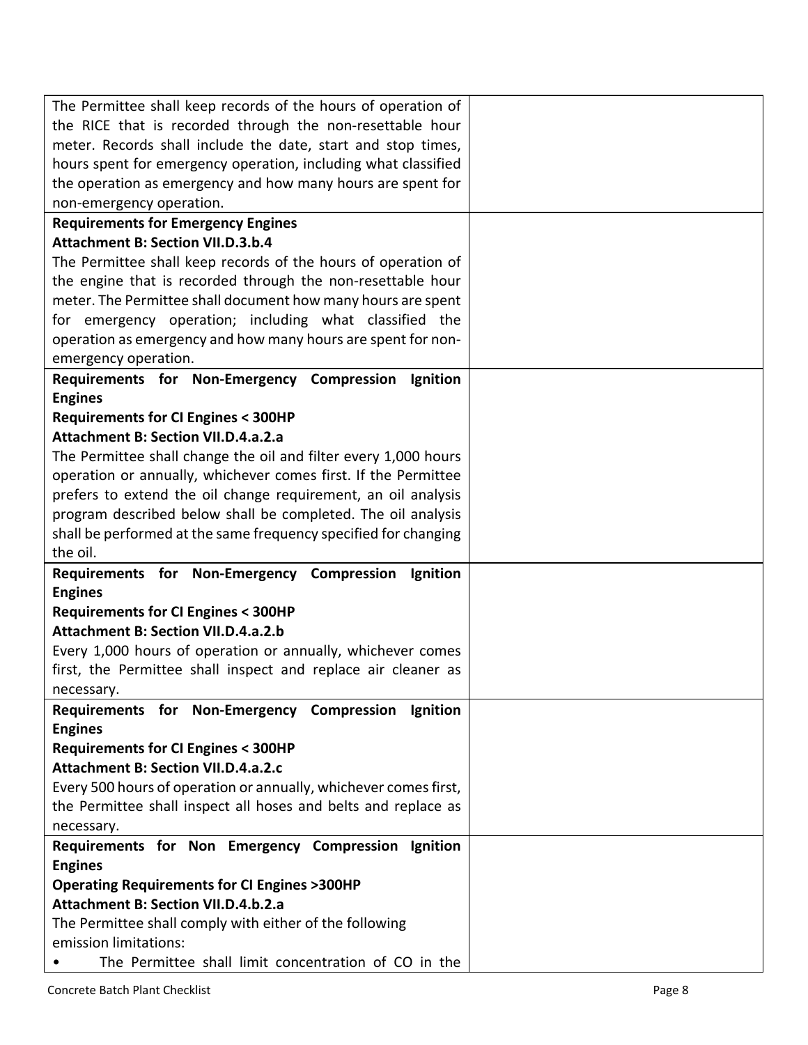| | |
|---|---|
| The Permittee shall keep records of the hours of operation of the RICE that is recorded through the non-resettable hour meter. Records shall include the date, start and stop times, hours spent for emergency operation, including what classified the operation as emergency and how many hours are spent for non-emergency operation. | |
| **Requirements for Emergency Engines**<br>**Attachment B: Section VII.D.3.b.4**<br>The Permittee shall keep records of the hours of operation of the engine that is recorded through the non-resettable hour meter. The Permittee shall document how many hours are spent for emergency operation; including what classified the operation as emergency and how many hours are spent for non-emergency operation. | |
| **Requirements for Non-Emergency Compression Ignition Engines**<br>**Requirements for CI Engines < 300HP**<br>**Attachment B: Section VII.D.4.a.2.a**<br>The Permittee shall change the oil and filter every 1,000 hours operation or annually, whichever comes first. If the Permittee prefers to extend the oil change requirement, an oil analysis program described below shall be completed. The oil analysis shall be performed at the same frequency specified for changing the oil. | |
| **Requirements for Non-Emergency Compression Ignition Engines**<br>**Requirements for CI Engines < 300HP**<br>**Attachment B: Section VII.D.4.a.2.b**<br>Every 1,000 hours of operation or annually, whichever comes first, the Permittee shall inspect and replace air cleaner as necessary. | |
| **Requirements for Non-Emergency Compression Ignition Engines**<br>**Requirements for CI Engines < 300HP**<br>**Attachment B: Section VII.D.4.a.2.c**<br>Every 500 hours of operation or annually, whichever comes first, the Permittee shall inspect all hoses and belts and replace as necessary. | |
| **Requirements for Non Emergency Compression Ignition Engines**<br>**Operating Requirements for CI Engines >300HP**<br>**Attachment B: Section VII.D.4.b.2.a**<br>The Permittee shall comply with either of the following emission limitations:<br>• The Permittee shall limit concentration of CO in the | |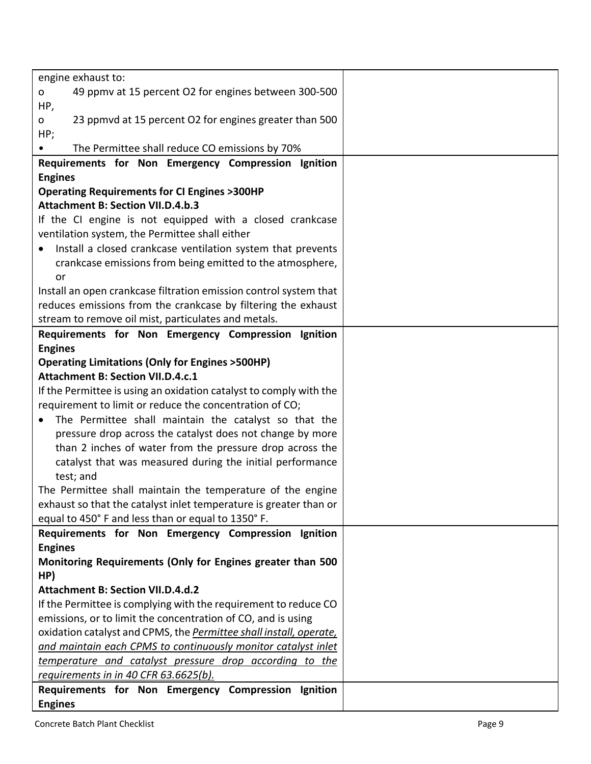| | |
|---|---|
| engine exhaust to:<br>o 49 ppmv at 15 percent $O_2$ for engines between 300-500 HP,<br>o 23 ppmvd at 15 percent $O_2$ for engines greater than 500 HP;<br>• The Permittee shall reduce CO emissions by 70% | |
| **Requirements for Non Emergency Compression Ignition Engines**<br>**Operating Requirements for CI Engines >300HP**<br>**Attachment B: Section VII.D.4.b.3**<br>If the CI engine is not equipped with a closed crankcase ventilation system, the Permittee shall either<br>• Install a closed crankcase ventilation system that prevents crankcase emissions from being emitted to the atmosphere, or<br>Install an open crankcase filtration emission control system that reduces emissions from the crankcase by filtering the exhaust stream to remove oil mist, particulates and metals. | |
| **Requirements for Non Emergency Compression Ignition Engines**<br>**Operating Limitations (Only for Engines >500HP)**<br>**Attachment B: Section VII.D.4.c.1**<br>If the Permittee is using an oxidation catalyst to comply with the requirement to limit or reduce the concentration of CO;<br>• The Permittee shall maintain the catalyst so that the pressure drop across the catalyst does not change by more than 2 inches of water from the pressure drop across the catalyst that was measured during the initial performance test; and<br>The Permittee shall maintain the temperature of the engine exhaust so that the catalyst inlet temperature is greater than or equal to 450° F and less than or equal to 1350° F. | |
| **Requirements for Non Emergency Compression Ignition Engines**<br>**Monitoring Requirements (Only for Engines greater than 500 HP)**<br>**Attachment B: Section VII.D.4.d.2**<br>If the Permittee is complying with the requirement to reduce CO emissions, or to limit the concentration of CO, and is using oxidation catalyst and CPMS, the *Permittee shall install, operate, and maintain each CPMS to continuously monitor catalyst inlet temperature and catalyst pressure drop according to the requirements in in 40 CFR 63.6625(b).* | |
| **Requirements for Non Emergency Compression Ignition Engines** | |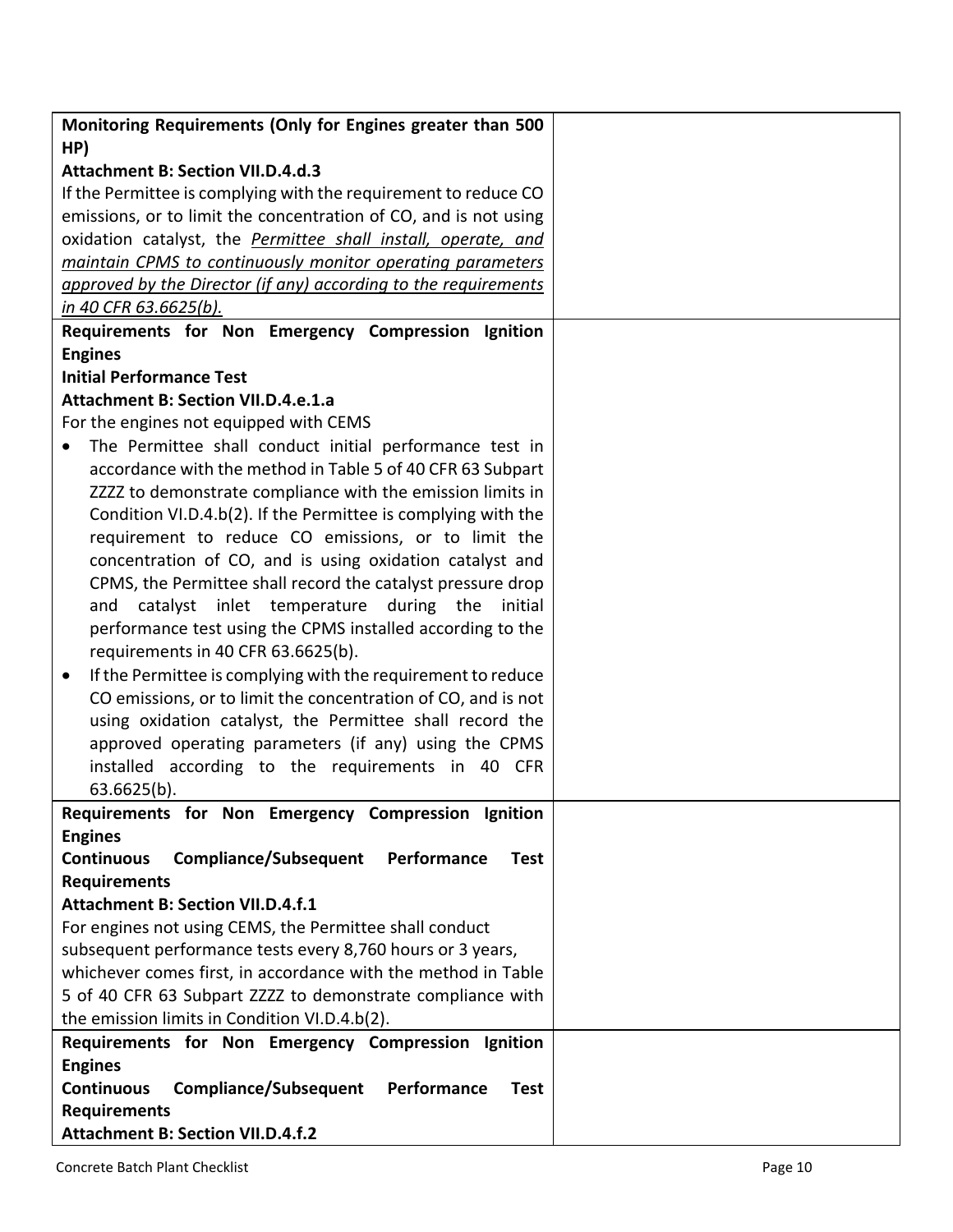| | |
|---|---|
| **Monitoring Requirements (Only for Engines greater than 500 HP)**<br>**Attachment B: Section VII.D.4.d.3**<br>If the Permittee is complying with the requirement to reduce CO emissions, or to limit the concentration of CO, and is not using oxidation catalyst, the *Permittee shall install, operate, and maintain CPMS to continuously monitor operating parameters approved by the Director (if any) according to the requirements in 40 CFR 63.6625(b).* | |
| **Requirements for Non Emergency Compression Ignition Engines**<br>**Initial Performance Test**<br>**Attachment B: Section VII.D.4.e.1.a**<br>For the engines not equipped with CEMS<br>• The Permittee shall conduct initial performance test in accordance with the method in Table 5 of 40 CFR 63 Subpart ZZZZ to demonstrate compliance with the emission limits in Condition VI.D.4.b(2). If the Permittee is complying with the requirement to reduce CO emissions, or to limit the concentration of CO, and is using oxidation catalyst and CPMS, the Permittee shall record the catalyst pressure drop and catalyst inlet temperature during the initial performance test using the CPMS installed according to the requirements in 40 CFR 63.6625(b).<br>• If the Permittee is complying with the requirement to reduce CO emissions, or to limit the concentration of CO, and is not using oxidation catalyst, the Permittee shall record the approved operating parameters (if any) using the CPMS installed according to the requirements in 40 CFR 63.6625(b). | |
| **Requirements for Non Emergency Compression Ignition Engines**<br>**Continuous Compliance/Subsequent Performance Test Requirements**<br>**Attachment B: Section VII.D.4.f.1**<br>For engines not using CEMS, the Permittee shall conduct subsequent performance tests every 8,760 hours or 3 years, whichever comes first, in accordance with the method in Table 5 of 40 CFR 63 Subpart ZZZZ to demonstrate compliance with the emission limits in Condition VI.D.4.b(2). | |
| **Requirements for Non Emergency Compression Ignition Engines**<br>**Continuous Compliance/Subsequent Performance Test Requirements**<br>**Attachment B: Section VII.D.4.f.2** | |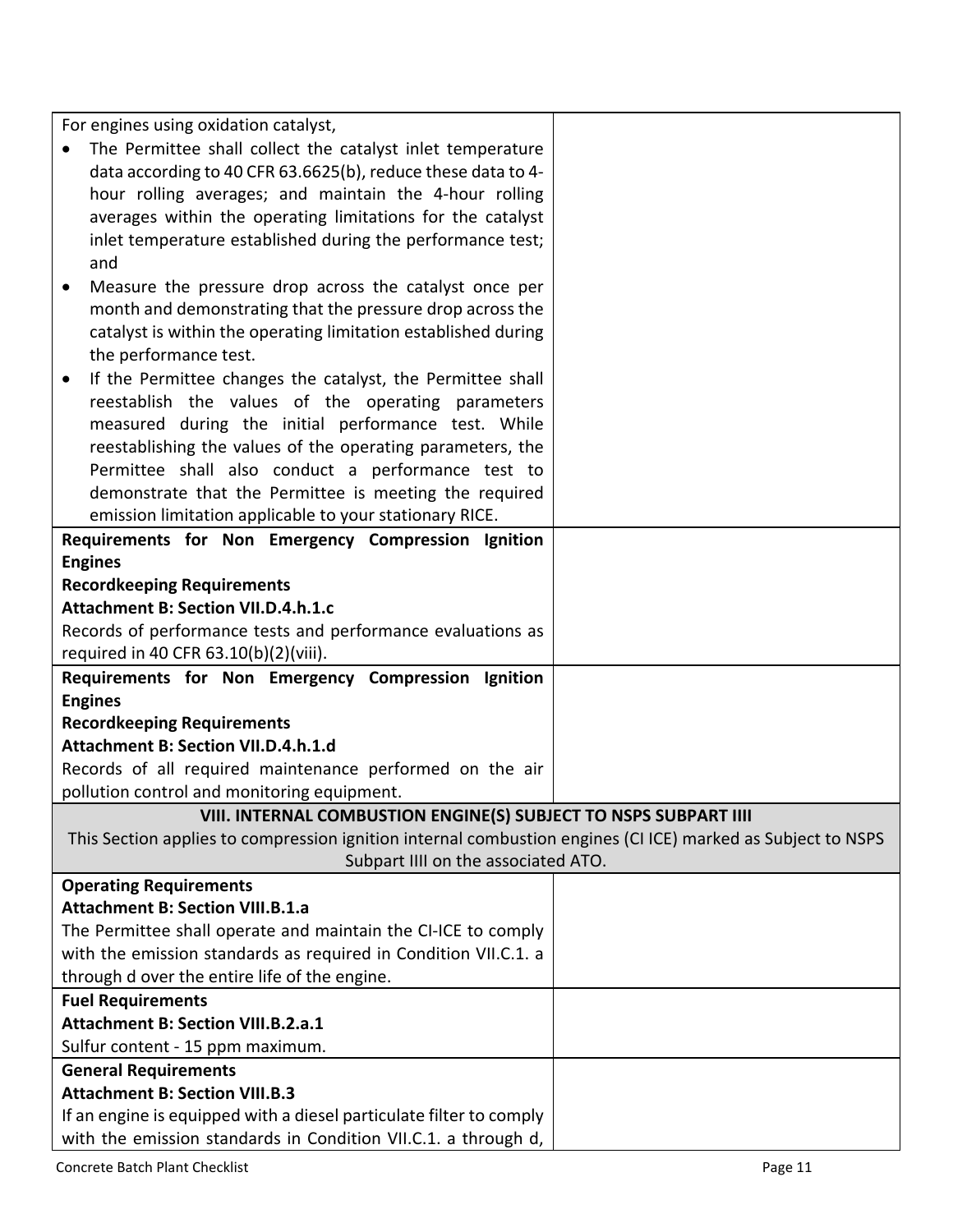| | |
|---|---|
| For engines using oxidation catalyst,<br>• The Permittee shall collect the catalyst inlet temperature data according to 40 CFR 63.6625(b), reduce these data to 4-hour rolling averages; and maintain the 4-hour rolling averages within the operating limitations for the catalyst inlet temperature established during the performance test; and<br>• Measure the pressure drop across the catalyst once per month and demonstrating that the pressure drop across the catalyst is within the operating limitation established during the performance test.<br>• If the Permittee changes the catalyst, the Permittee shall reestablish the values of the operating parameters measured during the initial performance test. While reestablishing the values of the operating parameters, the Permittee shall also conduct a performance test to demonstrate that the Permittee is meeting the required emission limitation applicable to your stationary RICE. | |
| **Requirements for Non Emergency Compression Ignition Engines**<br>**Recordkeeping Requirements**<br>**Attachment B: Section VII.D.4.h.1.c**<br>Records of performance tests and performance evaluations as required in 40 CFR 63.10(b)(2)(viii). | |
| **Requirements for Non Emergency Compression Ignition Engines**<br>**Recordkeeping Requirements**<br>**Attachment B: Section VII.D.4.h.1.d**<br>Records of all required maintenance performed on the air pollution control and monitoring equipment. | |
| **VIII. INTERNAL COMBUSTION ENGINE(S) SUBJECT TO NSPS SUBPART IIII**<br>This Section applies to compression ignition internal combustion engines (CI ICE) marked as Subject to NSPS Subpart IIII on the associated ATO. | |
| **Operating Requirements**<br>**Attachment B: Section VIII.B.1.a**<br>The Permittee shall operate and maintain the CI-ICE to comply with the emission standards as required in Condition VII.C.1. a through d over the entire life of the engine. | |
| **Fuel Requirements**<br>**Attachment B: Section VIII.B.2.a.1**<br>Sulfur content - 15 ppm maximum. | |
| **General Requirements**<br>**Attachment B: Section VIII.B.3**<br>If an engine is equipped with a diesel particulate filter to comply with the emission standards in Condition VII.C.1. a through d, | |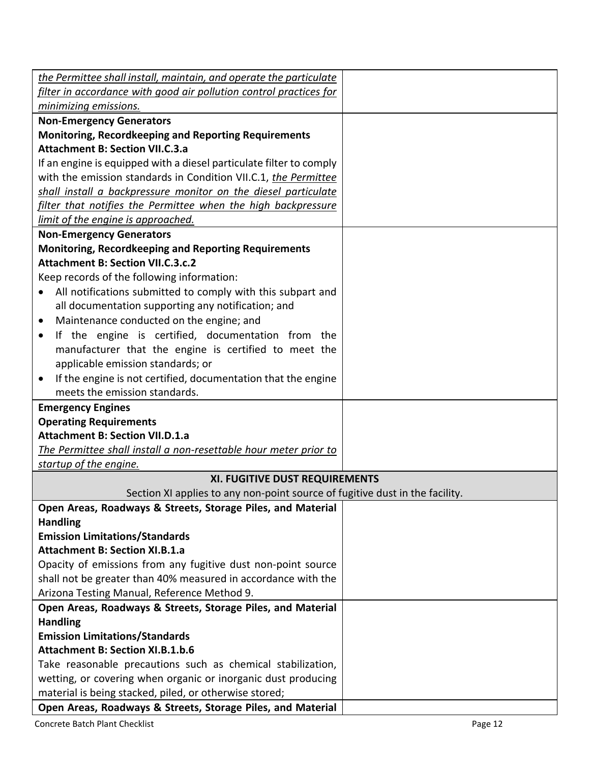| | |
|---|---|
| <u>*the Permittee shall install, maintain, and operate the particulate filter in accordance with good air pollution control practices for minimizing emissions.*</u> | |
| **Non-Emergency Generators**<br>**Monitoring, Recordkeeping and Reporting Requirements**<br>**Attachment B: Section VII.C.3.a**<br>If an engine is equipped with a diesel particulate filter to comply with the emission standards in Condition VII.C.1, <u>*the Permittee shall install a backpressure monitor on the diesel particulate filter that notifies the Permittee when the high backpressure limit of the engine is approached.*</u> | |
| **Non-Emergency Generators**<br>**Monitoring, Recordkeeping and Reporting Requirements**<br>**Attachment B: Section VII.C.3.c.2**<br>Keep records of the following information:<br>• All notifications submitted to comply with this subpart and all documentation supporting any notification; and<br>• Maintenance conducted on the engine; and<br>• If the engine is certified, documentation from the manufacturer that the engine is certified to meet the applicable emission standards; or<br>• If the engine is not certified, documentation that the engine meets the emission standards. | |
| **Emergency Engines**<br>**Operating Requirements**<br>**Attachment B: Section VII.D.1.a**<br><u>*The Permittee shall install a non-resettable hour meter prior to startup of the engine.*</u> | |
| **XI. FUGITIVE DUST REQUIREMENTS**<br>Section XI applies to any non-point source of fugitive dust in the facility. | |
| **Open Areas, Roadways & Streets, Storage Piles, and Material Handling**<br>**Emission Limitations/Standards**<br>**Attachment B: Section XI.B.1.a**<br>Opacity of emissions from any fugitive dust non-point source shall not be greater than 40% measured in accordance with the Arizona Testing Manual, Reference Method 9. | |
| **Open Areas, Roadways & Streets, Storage Piles, and Material Handling**<br>**Emission Limitations/Standards**<br>**Attachment B: Section XI.B.1.b.6**<br>Take reasonable precautions such as chemical stabilization, wetting, or covering when organic or inorganic dust producing material is being stacked, piled, or otherwise stored; | |
| **Open Areas, Roadways & Streets, Storage Piles, and Material** | |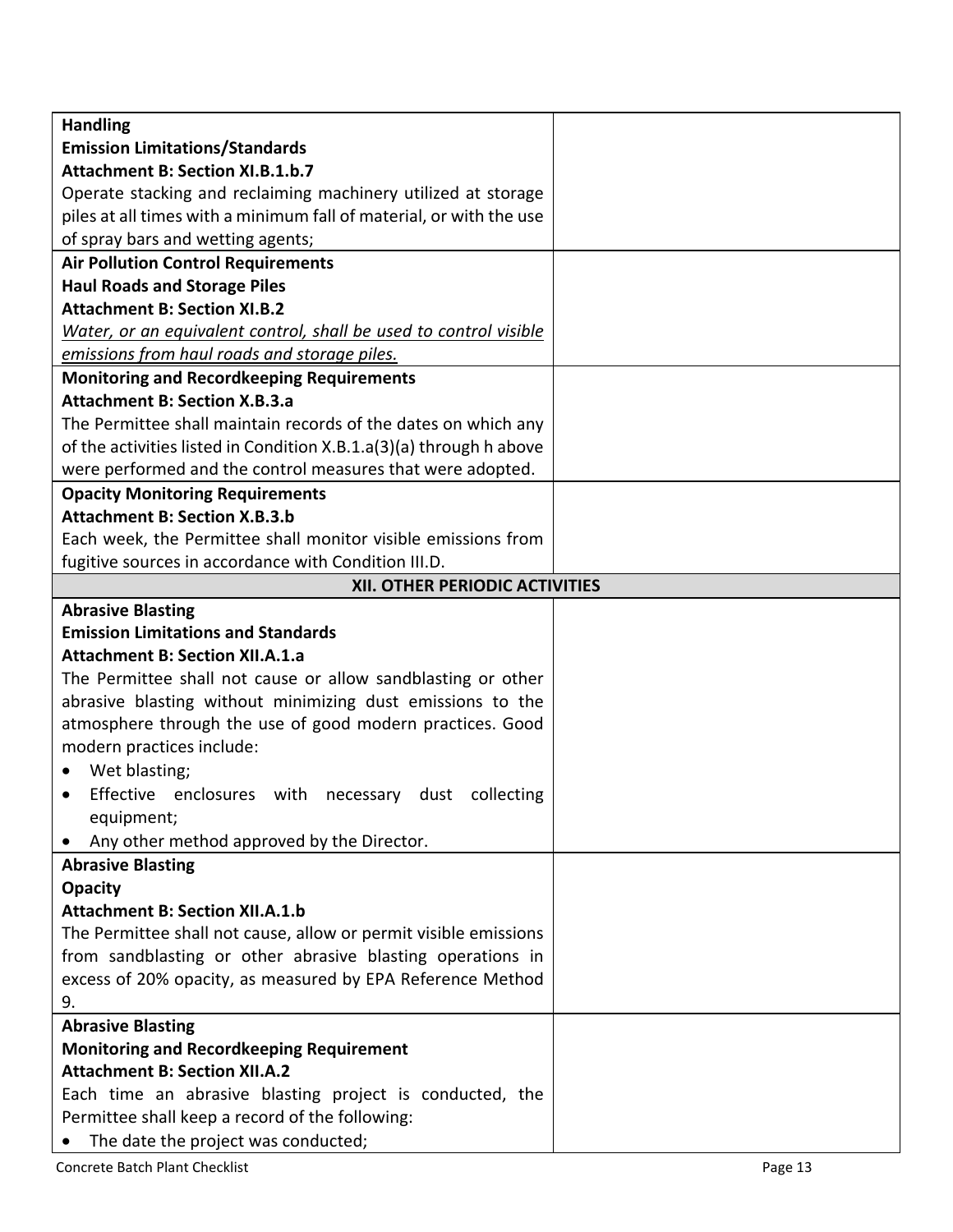| | |
|---|---|
| **Handling**<br>**Emission Limitations/Standards**<br>**Attachment B: Section XI.B.1.b.7**<br>Operate stacking and reclaiming machinery utilized at storage piles at all times with a minimum fall of material, or with the use of spray bars and wetting agents; | |
| **Air Pollution Control Requirements**<br>**Haul Roads and Storage Piles**<br>**Attachment B: Section XI.B.2**<br>*Water, or an equivalent control, shall be used to control visible emissions from haul roads and storage piles.* | |
| **Monitoring and Recordkeeping Requirements**<br>**Attachment B: Section X.B.3.a**<br>The Permittee shall maintain records of the dates on which any of the activities listed in Condition X.B.1.a(3)(a) through h above were performed and the control measures that were adopted. | |
| **Opacity Monitoring Requirements**<br>**Attachment B: Section X.B.3.b**<br>Each week, the Permittee shall monitor visible emissions from fugitive sources in accordance with Condition III.D. | |
| **XII. OTHER PERIODIC ACTIVITIES** | |
| **Abrasive Blasting**<br>**Emission Limitations and Standards**<br>**Attachment B: Section XII.A.1.a**<br>The Permittee shall not cause or allow sandblasting or other abrasive blasting without minimizing dust emissions to the atmosphere through the use of good modern practices. Good modern practices include:<br>• Wet blasting;<br>• Effective enclosures with necessary dust collecting equipment;<br>• Any other method approved by the Director. | |
| **Abrasive Blasting**<br>**Opacity**<br>**Attachment B: Section XII.A.1.b**<br>The Permittee shall not cause, allow or permit visible emissions from sandblasting or other abrasive blasting operations in excess of 20% opacity, as measured by EPA Reference Method 9. | |
| **Abrasive Blasting**<br>**Monitoring and Recordkeeping Requirement**<br>**Attachment B: Section XII.A.2**<br>Each time an abrasive blasting project is conducted, the Permittee shall keep a record of the following:<br>• The date the project was conducted; | |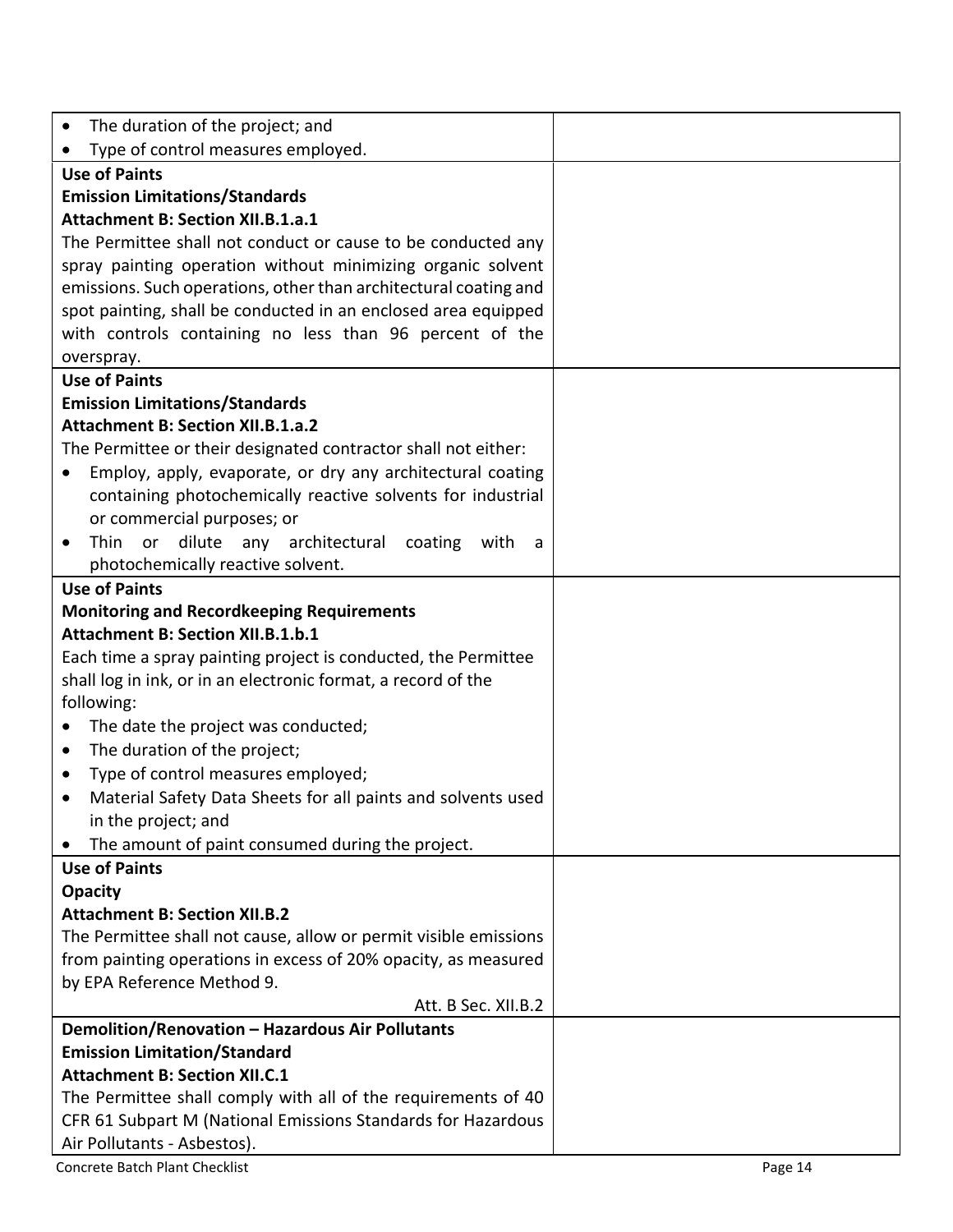| | |
|---|---|
| • The duration of the project; and<br>• Type of control measures employed. | |
| **Use of Paints**<br>**Emission Limitations/Standards**<br>**Attachment B: Section XII.B.1.a.1**<br>The Permittee shall not conduct or cause to be conducted any spray painting operation without minimizing organic solvent emissions. Such operations, other than architectural coating and spot painting, shall be conducted in an enclosed area equipped with controls containing no less than 96 percent of the overspray. | |
| **Use of Paints**<br>**Emission Limitations/Standards**<br>**Attachment B: Section XII.B.1.a.2**<br>The Permittee or their designated contractor shall not either:<br>• Employ, apply, evaporate, or dry any architectural coating containing photochemically reactive solvents for industrial or commercial purposes; or<br>• Thin or dilute any architectural coating with a photochemically reactive solvent. | |
| **Use of Paints**<br>**Monitoring and Recordkeeping Requirements**<br>**Attachment B: Section XII.B.1.b.1**<br>Each time a spray painting project is conducted, the Permittee shall log in ink, or in an electronic format, a record of the following:<br>• The date the project was conducted;<br>• The duration of the project;<br>• Type of control measures employed;<br>• Material Safety Data Sheets for all paints and solvents used in the project; and<br>• The amount of paint consumed during the project. | |
| **Use of Paints**<br>**Opacity**<br>**Attachment B: Section XII.B.2**<br>The Permittee shall not cause, allow or permit visible emissions from painting operations in excess of 20% opacity, as measured by EPA Reference Method 9.<br>Att. B Sec. XII.B.2 | |
| **Demolition/Renovation – Hazardous Air Pollutants**<br>**Emission Limitation/Standard**<br>**Attachment B: Section XII.C.1**<br>The Permittee shall comply with all of the requirements of 40 CFR 61 Subpart M (National Emissions Standards for Hazardous Air Pollutants - Asbestos). | |

Concrete Batch Plant Checklist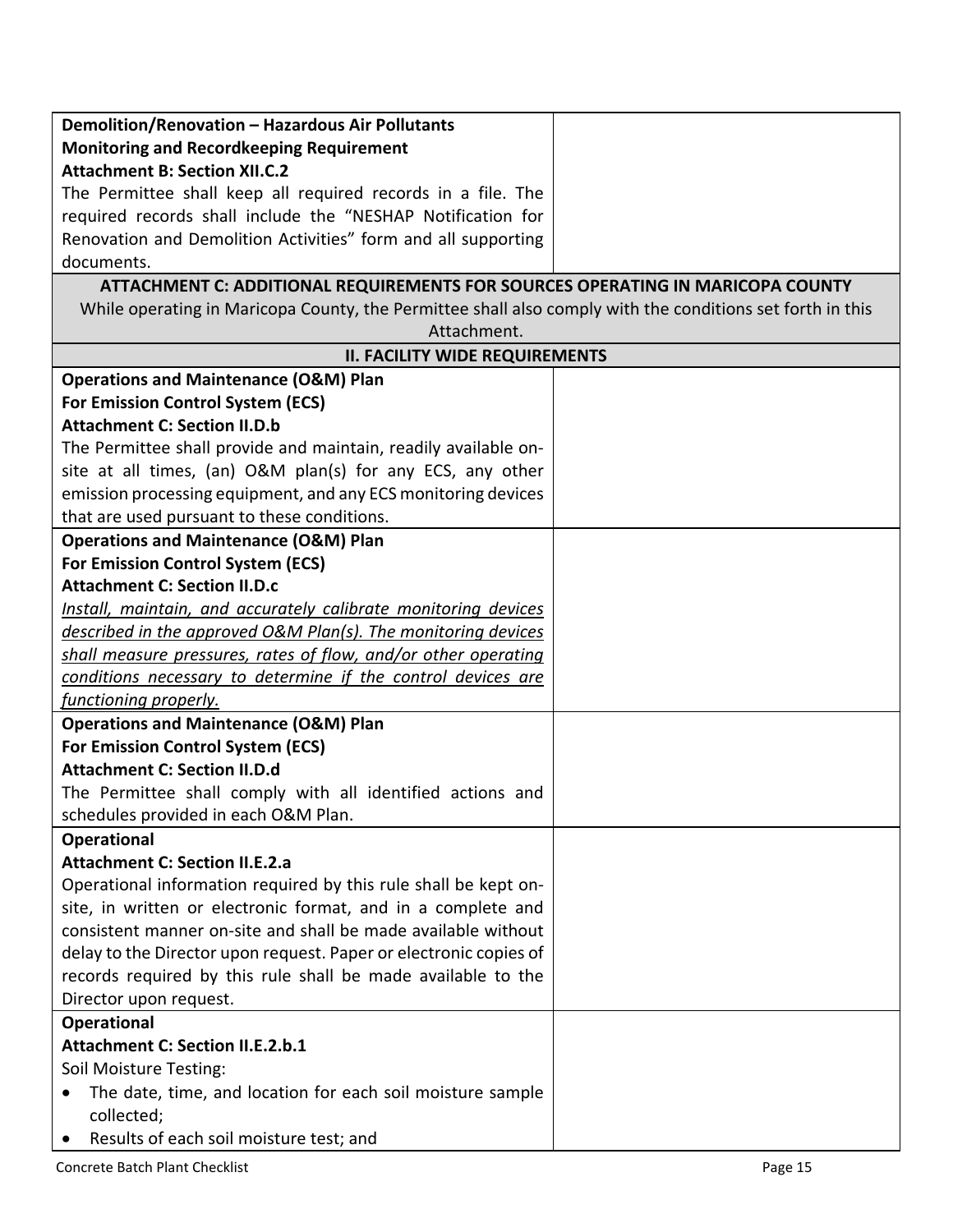| | |
|---|---|
| **Demolition/Renovation – Hazardous Air Pollutants**<br>**Monitoring and Recordkeeping Requirement**<br>**Attachment B: Section XII.C.2**<br>The Permittee shall keep all required records in a file. The required records shall include the "NESHAP Notification for Renovation and Demolition Activities" form and all supporting documents. | |
| **ATTACHMENT C: ADDITIONAL REQUIREMENTS FOR SOURCES OPERATING IN MARICOPA COUNTY**<br>While operating in Maricopa County, the Permittee shall also comply with the conditions set forth in this Attachment. | |
| **II. FACILITY WIDE REQUIREMENTS** | |
| **Operations and Maintenance (O&M) Plan**<br>**For Emission Control System (ECS)**<br>**Attachment C: Section II.D.b**<br>The Permittee shall provide and maintain, readily available on-site at all times, (an) O&M plan(s) for any ECS, any other emission processing equipment, and any ECS monitoring devices that are used pursuant to these conditions. | |
| **Operations and Maintenance (O&M) Plan**<br>**For Emission Control System (ECS)**<br>**Attachment C: Section II.D.c**<br>*Install, maintain, and accurately calibrate monitoring devices described in the approved O&M Plan(s). The monitoring devices shall measure pressures, rates of flow, and/or other operating conditions necessary to determine if the control devices are functioning properly.* | |
| **Operations and Maintenance (O&M) Plan**<br>**For Emission Control System (ECS)**<br>**Attachment C: Section II.D.d**<br>The Permittee shall comply with all identified actions and schedules provided in each O&M Plan. | |
| **Operational**<br>**Attachment C: Section II.E.2.a**<br>Operational information required by this rule shall be kept on-site, in written or electronic format, and in a complete and consistent manner on-site and shall be made available without delay to the Director upon request. Paper or electronic copies of records required by this rule shall be made available to the Director upon request. | |
| **Operational**<br>**Attachment C: Section II.E.2.b.1**<br>Soil Moisture Testing:<br>• The date, time, and location for each soil moisture sample collected;<br>• Results of each soil moisture test; and | |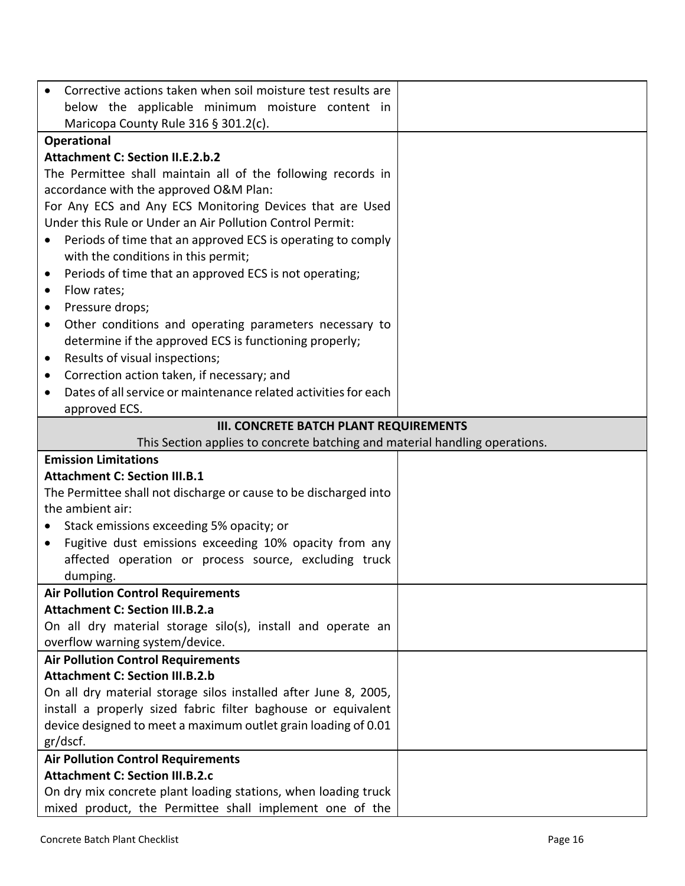| | |
|---|---|
| • Corrective actions taken when soil moisture test results are below the applicable minimum moisture content in Maricopa County Rule 316 § 301.2(c). | |
| **Operational**<br>**Attachment C: Section II.E.2.b.2**<br>The Permittee shall maintain all of the following records in accordance with the approved O&M Plan:<br>For Any ECS and Any ECS Monitoring Devices that are Used Under this Rule or Under an Air Pollution Control Permit:<br>• Periods of time that an approved ECS is operating to comply with the conditions in this permit;<br>• Periods of time that an approved ECS is not operating;<br>• Flow rates;<br>• Pressure drops;<br>• Other conditions and operating parameters necessary to determine if the approved ECS is functioning properly;<br>• Results of visual inspections;<br>• Correction action taken, if necessary; and<br>• Dates of all service or maintenance related activities for each approved ECS. | |
| **III. CONCRETE BATCH PLANT REQUIREMENTS**<br>This Section applies to concrete batching and material handling operations. | |
| **Emission Limitations**<br>**Attachment C: Section III.B.1**<br>The Permittee shall not discharge or cause to be discharged into the ambient air:<br>• Stack emissions exceeding 5% opacity; or<br>• Fugitive dust emissions exceeding 10% opacity from any affected operation or process source, excluding truck dumping. | |
| **Air Pollution Control Requirements**<br>**Attachment C: Section III.B.2.a**<br>On all dry material storage silo(s), install and operate an overflow warning system/device. | |
| **Air Pollution Control Requirements**<br>**Attachment C: Section III.B.2.b**<br>On all dry material storage silos installed after June 8, 2005, install a properly sized fabric filter baghouse or equivalent device designed to meet a maximum outlet grain loading of 0.01 gr/dscf. | |
| **Air Pollution Control Requirements**<br>**Attachment C: Section III.B.2.c**<br>On dry mix concrete plant loading stations, when loading truck mixed product, the Permittee shall implement one of the | |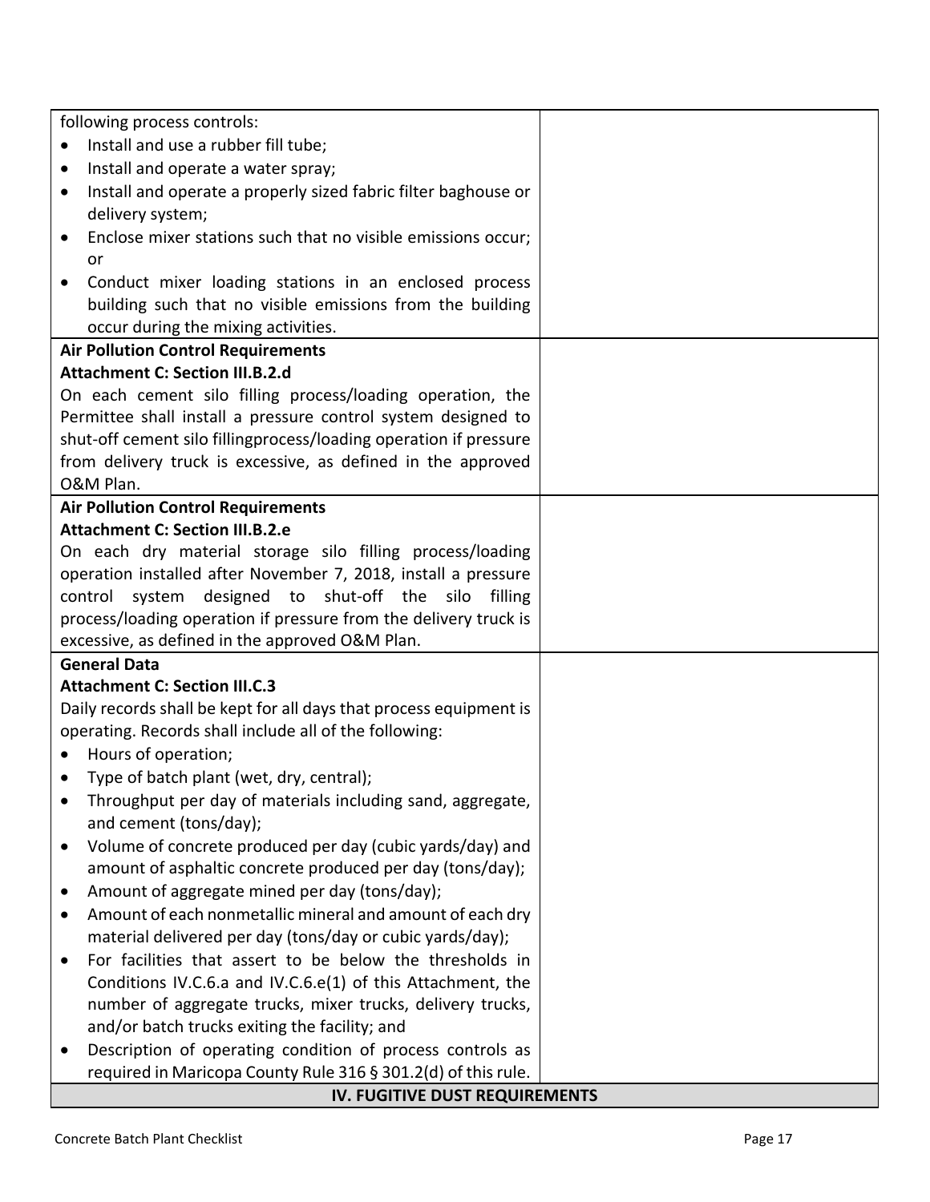| | |
|---|---|
| following process controls:<br>• Install and use a rubber fill tube;<br>• Install and operate a water spray;<br>• Install and operate a properly sized fabric filter baghouse or delivery system;<br>• Enclose mixer stations such that no visible emissions occur; or<br>• Conduct mixer loading stations in an enclosed process building such that no visible emissions from the building occur during the mixing activities. | |
| **Air Pollution Control Requirements**<br>**Attachment C: Section III.B.2.d**<br>On each cement silo filling process/loading operation, the Permittee shall install a pressure control system designed to shut-off cement silo fillingprocess/loading operation if pressure from delivery truck is excessive, as defined in the approved O&M Plan. | |
| **Air Pollution Control Requirements**<br>**Attachment C: Section III.B.2.e**<br>On each dry material storage silo filling process/loading operation installed after November 7, 2018, install a pressure control system designed to shut-off the silo filling process/loading operation if pressure from the delivery truck is excessive, as defined in the approved O&M Plan. | |
| **General Data**<br>**Attachment C: Section III.C.3**<br>Daily records shall be kept for all days that process equipment is operating. Records shall include all of the following:<br>• Hours of operation;<br>• Type of batch plant (wet, dry, central);<br>• Throughput per day of materials including sand, aggregate, and cement (tons/day);<br>• Volume of concrete produced per day (cubic yards/day) and amount of asphaltic concrete produced per day (tons/day);<br>• Amount of aggregate mined per day (tons/day);<br>• Amount of each nonmetallic mineral and amount of each dry material delivered per day (tons/day or cubic yards/day);<br>• For facilities that assert to be below the thresholds in Conditions IV.C.6.a and IV.C.6.e(1) of this Attachment, the number of aggregate trucks, mixer trucks, delivery trucks, and/or batch trucks exiting the facility; and<br>• Description of operating condition of process controls as required in Maricopa County Rule 316 § 301.2(d) of this rule. | |
| **IV. FUGITIVE DUST REQUIREMENTS** | |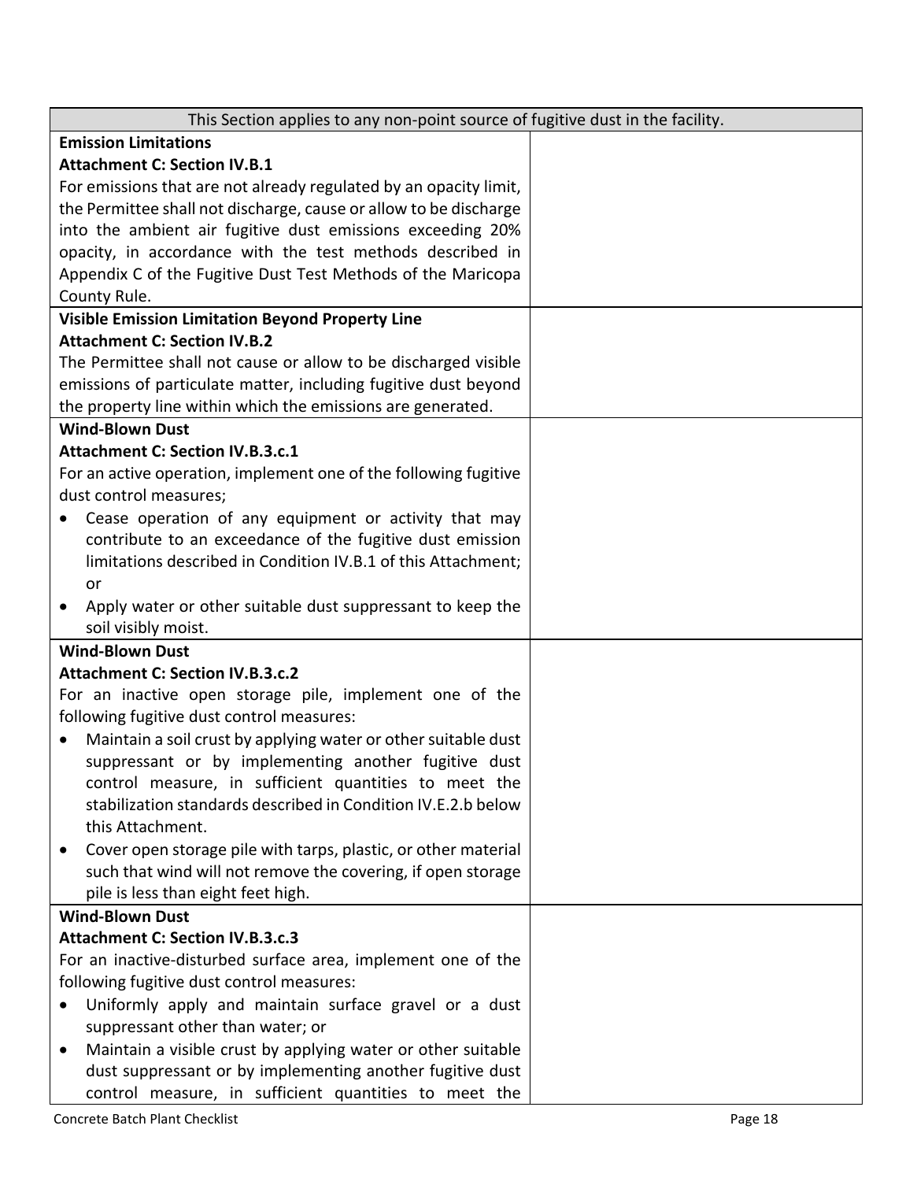| This Section applies to any non-point source of fugitive dust in the facility. | |
|---|---|
| **Emission Limitations**<br>**Attachment C: Section IV.B.1**<br>For emissions that are not already regulated by an opacity limit, the Permittee shall not discharge, cause or allow to be discharge into the ambient air fugitive dust emissions exceeding 20% opacity, in accordance with the test methods described in Appendix C of the Fugitive Dust Test Methods of the Maricopa County Rule. | |
| **Visible Emission Limitation Beyond Property Line**<br>**Attachment C: Section IV.B.2**<br>The Permittee shall not cause or allow to be discharged visible emissions of particulate matter, including fugitive dust beyond the property line within which the emissions are generated. | |
| **Wind-Blown Dust**<br>**Attachment C: Section IV.B.3.c.1**<br>For an active operation, implement one of the following fugitive dust control measures;<br>• Cease operation of any equipment or activity that may contribute to an exceedance of the fugitive dust emission limitations described in Condition IV.B.1 of this Attachment; or<br>• Apply water or other suitable dust suppressant to keep the soil visibly moist. | |
| **Wind-Blown Dust**<br>**Attachment C: Section IV.B.3.c.2**<br>For an inactive open storage pile, implement one of the following fugitive dust control measures:<br>• Maintain a soil crust by applying water or other suitable dust suppressant or by implementing another fugitive dust control measure, in sufficient quantities to meet the stabilization standards described in Condition IV.E.2.b below this Attachment.<br>• Cover open storage pile with tarps, plastic, or other material such that wind will not remove the covering, if open storage pile is less than eight feet high. | |
| **Wind-Blown Dust**<br>**Attachment C: Section IV.B.3.c.3**<br>For an inactive-disturbed surface area, implement one of the following fugitive dust control measures:<br>• Uniformly apply and maintain surface gravel or a dust suppressant other than water; or<br>• Maintain a visible crust by applying water or other suitable dust suppressant or by implementing another fugitive dust control measure, in sufficient quantities to meet the | |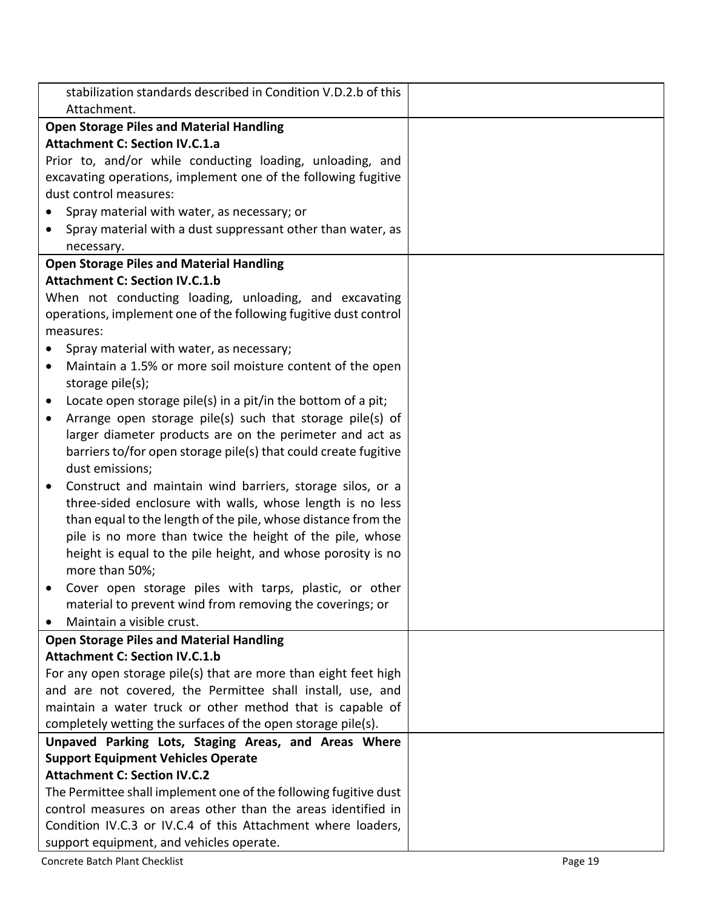| | |
|---|---|
| stabilization standards described in Condition V.D.2.b of this Attachment. | |
| **Open Storage Piles and Material Handling**<br>**Attachment C: Section IV.C.1.a**<br>Prior to, and/or while conducting loading, unloading, and excavating operations, implement one of the following fugitive dust control measures:<br>• Spray material with water, as necessary; or<br>• Spray material with a dust suppressant other than water, as necessary. | |
| **Open Storage Piles and Material Handling**<br>**Attachment C: Section IV.C.1.b**<br>When not conducting loading, unloading, and excavating operations, implement one of the following fugitive dust control measures:<br>• Spray material with water, as necessary;<br>• Maintain a 1.5% or more soil moisture content of the open storage pile(s);<br>• Locate open storage pile(s) in a pit/in the bottom of a pit;<br>• Arrange open storage pile(s) such that storage pile(s) of larger diameter products are on the perimeter and act as barriers to/for open storage pile(s) that could create fugitive dust emissions;<br>• Construct and maintain wind barriers, storage silos, or a three-sided enclosure with walls, whose length is no less than equal to the length of the pile, whose distance from the pile is no more than twice the height of the pile, whose height is equal to the pile height, and whose porosity is no more than 50%;<br>• Cover open storage piles with tarps, plastic, or other material to prevent wind from removing the coverings; or<br>• Maintain a visible crust. | |
| **Open Storage Piles and Material Handling**<br>**Attachment C: Section IV.C.1.b**<br>For any open storage pile(s) that are more than eight feet high and are not covered, the Permittee shall install, use, and maintain a water truck or other method that is capable of completely wetting the surfaces of the open storage pile(s). | |
| **Unpaved Parking Lots, Staging Areas, and Areas Where Support Equipment Vehicles Operate**<br>**Attachment C: Section IV.C.2**<br>The Permittee shall implement one of the following fugitive dust control measures on areas other than the areas identified in Condition IV.C.3 or IV.C.4 of this Attachment where loaders, support equipment, and vehicles operate. | |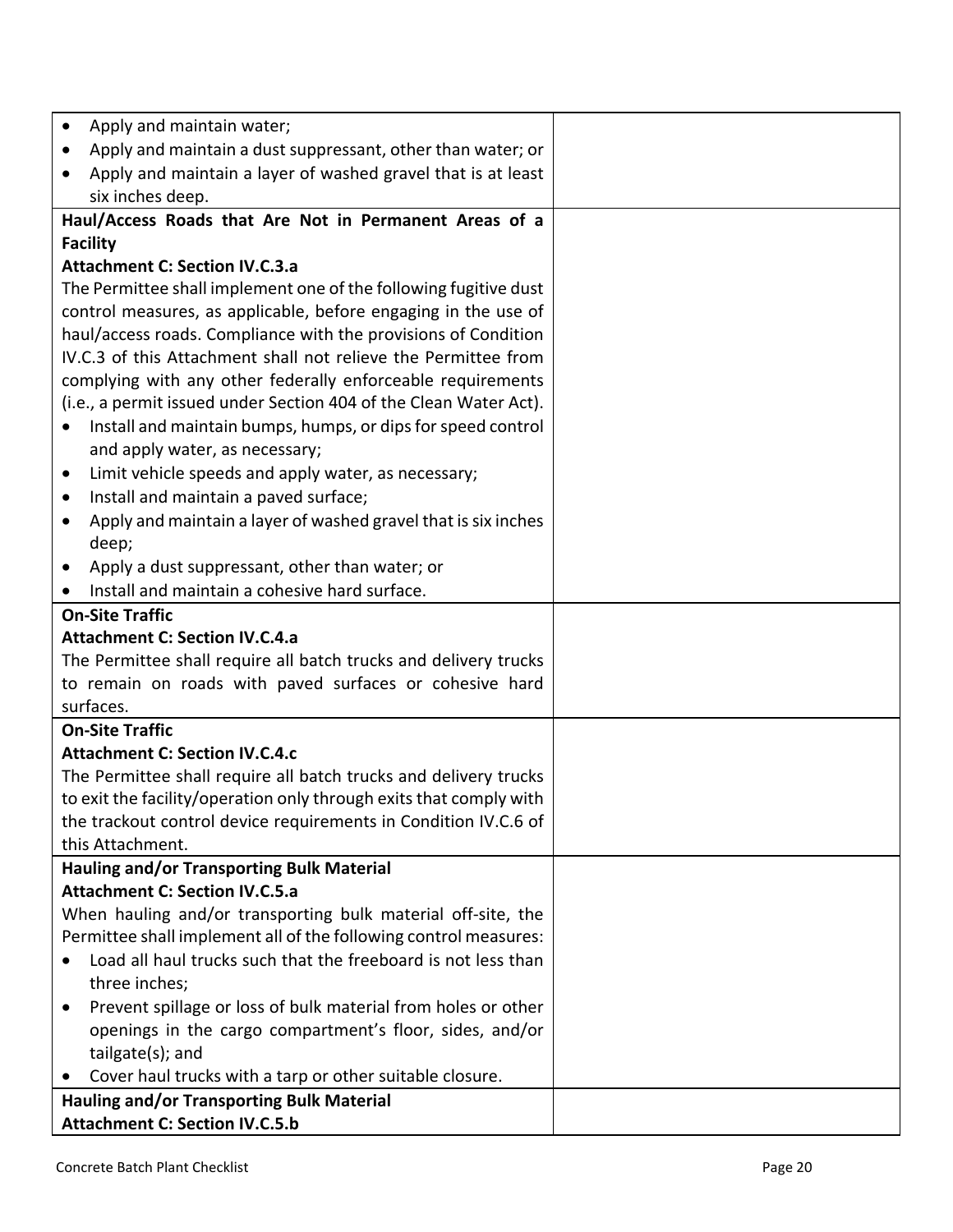| | |
|---|---|
| • Apply and maintain water;<br>• Apply and maintain a dust suppressant, other than water; or<br>• Apply and maintain a layer of washed gravel that is at least six inches deep. | |
| **Haul/Access Roads that Are Not in Permanent Areas of a Facility**<br>**Attachment C: Section IV.C.3.a**<br>The Permittee shall implement one of the following fugitive dust control measures, as applicable, before engaging in the use of haul/access roads. Compliance with the provisions of Condition IV.C.3 of this Attachment shall not relieve the Permittee from complying with any other federally enforceable requirements (i.e., a permit issued under Section 404 of the Clean Water Act).<br>• Install and maintain bumps, humps, or dips for speed control and apply water, as necessary;<br>• Limit vehicle speeds and apply water, as necessary;<br>• Install and maintain a paved surface;<br>• Apply and maintain a layer of washed gravel that is six inches deep;<br>• Apply a dust suppressant, other than water; or<br>• Install and maintain a cohesive hard surface. | |
| **On-Site Traffic**<br>**Attachment C: Section IV.C.4.a**<br>The Permittee shall require all batch trucks and delivery trucks to remain on roads with paved surfaces or cohesive hard surfaces. | |
| **On-Site Traffic**<br>**Attachment C: Section IV.C.4.c**<br>The Permittee shall require all batch trucks and delivery trucks to exit the facility/operation only through exits that comply with the trackout control device requirements in Condition IV.C.6 of this Attachment. | |
| **Hauling and/or Transporting Bulk Material**<br>**Attachment C: Section IV.C.5.a**<br>When hauling and/or transporting bulk material off-site, the Permittee shall implement all of the following control measures:<br>• Load all haul trucks such that the freeboard is not less than three inches;<br>• Prevent spillage or loss of bulk material from holes or other openings in the cargo compartment's floor, sides, and/or tailgate(s); and<br>• Cover haul trucks with a tarp or other suitable closure. | |
| **Hauling and/or Transporting Bulk Material**<br>**Attachment C: Section IV.C.5.b** | |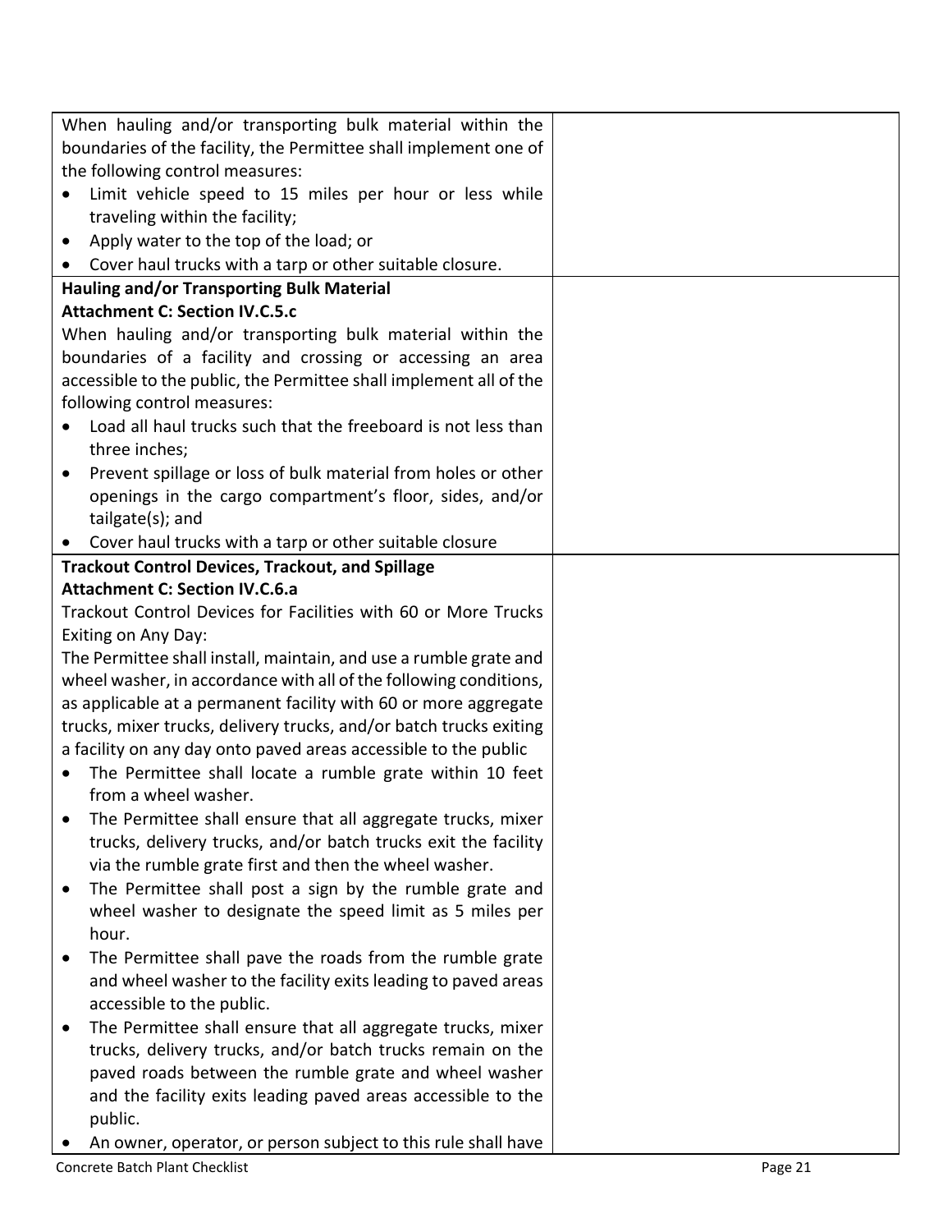| | |
|---|---|
| When hauling and/or transporting bulk material within the boundaries of the facility, the Permittee shall implement one of the following control measures:<br>• Limit vehicle speed to 15 miles per hour or less while traveling within the facility;<br>• Apply water to the top of the load; or<br>• Cover haul trucks with a tarp or other suitable closure. | |
| **Hauling and/or Transporting Bulk Material**<br>**Attachment C: Section IV.C.5.c**<br>When hauling and/or transporting bulk material within the boundaries of a facility and crossing or accessing an area accessible to the public, the Permittee shall implement all of the following control measures:<br>• Load all haul trucks such that the freeboard is not less than three inches;<br>• Prevent spillage or loss of bulk material from holes or other openings in the cargo compartment's floor, sides, and/or tailgate(s); and<br>• Cover haul trucks with a tarp or other suitable closure | |
| **Trackout Control Devices, Trackout, and Spillage**<br>**Attachment C: Section IV.C.6.a**<br>Trackout Control Devices for Facilities with 60 or More Trucks Exiting on Any Day:<br>The Permittee shall install, maintain, and use a rumble grate and wheel washer, in accordance with all of the following conditions, as applicable at a permanent facility with 60 or more aggregate trucks, mixer trucks, delivery trucks, and/or batch trucks exiting a facility on any day onto paved areas accessible to the public<br>• The Permittee shall locate a rumble grate within 10 feet from a wheel washer.<br>• The Permittee shall ensure that all aggregate trucks, mixer trucks, delivery trucks, and/or batch trucks exit the facility via the rumble grate first and then the wheel washer.<br>• The Permittee shall post a sign by the rumble grate and wheel washer to designate the speed limit as 5 miles per hour.<br>• The Permittee shall pave the roads from the rumble grate and wheel washer to the facility exits leading to paved areas accessible to the public.<br>• The Permittee shall ensure that all aggregate trucks, mixer trucks, delivery trucks, and/or batch trucks remain on the paved roads between the rumble grate and wheel washer and the facility exits leading paved areas accessible to the public.<br>• An owner, operator, or person subject to this rule shall have | |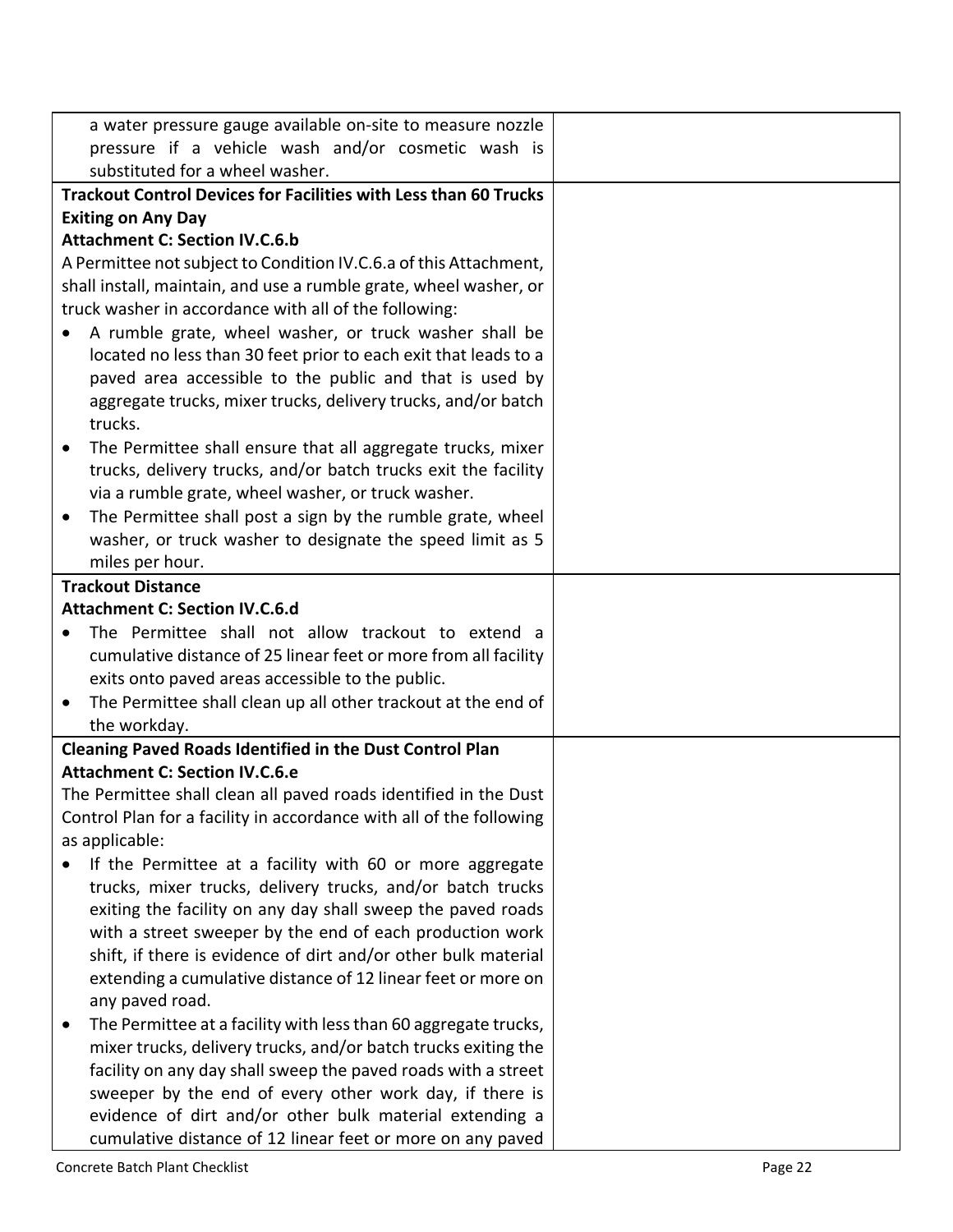| | |
|---|---|
| a water pressure gauge available on-site to measure nozzle pressure if a vehicle wash and/or cosmetic wash is substituted for a wheel washer. | |
| **Trackout Control Devices for Facilities with Less than 60 Trucks Exiting on Any Day**<br>**Attachment C: Section IV.C.6.b**<br>A Permittee not subject to Condition IV.C.6.a of this Attachment, shall install, maintain, and use a rumble grate, wheel washer, or truck washer in accordance with all of the following:<br>• A rumble grate, wheel washer, or truck washer shall be located no less than 30 feet prior to each exit that leads to a paved area accessible to the public and that is used by aggregate trucks, mixer trucks, delivery trucks, and/or batch trucks.<br>• The Permittee shall ensure that all aggregate trucks, mixer trucks, delivery trucks, and/or batch trucks exit the facility via a rumble grate, wheel washer, or truck washer.<br>• The Permittee shall post a sign by the rumble grate, wheel washer, or truck washer to designate the speed limit as 5 miles per hour. | |
| **Trackout Distance**<br>**Attachment C: Section IV.C.6.d**<br>• The Permittee shall not allow trackout to extend a cumulative distance of 25 linear feet or more from all facility exits onto paved areas accessible to the public.<br>• The Permittee shall clean up all other trackout at the end of the workday. | |
| **Cleaning Paved Roads Identified in the Dust Control Plan**<br>**Attachment C: Section IV.C.6.e**<br>The Permittee shall clean all paved roads identified in the Dust Control Plan for a facility in accordance with all of the following as applicable:<br>• If the Permittee at a facility with 60 or more aggregate trucks, mixer trucks, delivery trucks, and/or batch trucks exiting the facility on any day shall sweep the paved roads with a street sweeper by the end of each production work shift, if there is evidence of dirt and/or other bulk material extending a cumulative distance of 12 linear feet or more on any paved road.<br>• The Permittee at a facility with less than 60 aggregate trucks, mixer trucks, delivery trucks, and/or batch trucks exiting the facility on any day shall sweep the paved roads with a street sweeper by the end of every other work day, if there is evidence of dirt and/or other bulk material extending a cumulative distance of 12 linear feet or more on any paved | |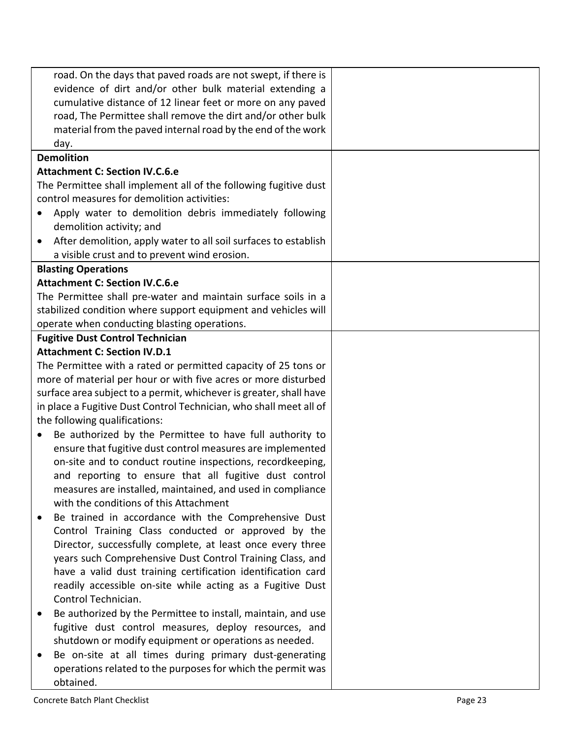| | |
|---|---|
| road. On the days that paved roads are not swept, if there is evidence of dirt and/or other bulk material extending a cumulative distance of 12 linear feet or more on any paved road, The Permittee shall remove the dirt and/or other bulk material from the paved internal road by the end of the work day. | |
| **Demolition**<br>**Attachment C: Section IV.C.6.e**<br>The Permittee shall implement all of the following fugitive dust control measures for demolition activities:<br>• Apply water to demolition debris immediately following demolition activity; and<br>• After demolition, apply water to all soil surfaces to establish a visible crust and to prevent wind erosion. | |
| **Blasting Operations**<br>**Attachment C: Section IV.C.6.e**<br>The Permittee shall pre-water and maintain surface soils in a stabilized condition where support equipment and vehicles will operate when conducting blasting operations. | |
| **Fugitive Dust Control Technician**<br>**Attachment C: Section IV.D.1**<br>The Permittee with a rated or permitted capacity of 25 tons or more of material per hour or with five acres or more disturbed surface area subject to a permit, whichever is greater, shall have in place a Fugitive Dust Control Technician, who shall meet all of the following qualifications:<br>• Be authorized by the Permittee to have full authority to ensure that fugitive dust control measures are implemented on-site and to conduct routine inspections, recordkeeping, and reporting to ensure that all fugitive dust control measures are installed, maintained, and used in compliance with the conditions of this Attachment<br>• Be trained in accordance with the Comprehensive Dust Control Training Class conducted or approved by the Director, successfully complete, at least once every three years such Comprehensive Dust Control Training Class, and have a valid dust training certification identification card readily accessible on-site while acting as a Fugitive Dust Control Technician.<br>• Be authorized by the Permittee to install, maintain, and use fugitive dust control measures, deploy resources, and shutdown or modify equipment or operations as needed.<br>• Be on-site at all times during primary dust-generating operations related to the purposes for which the permit was obtained. | |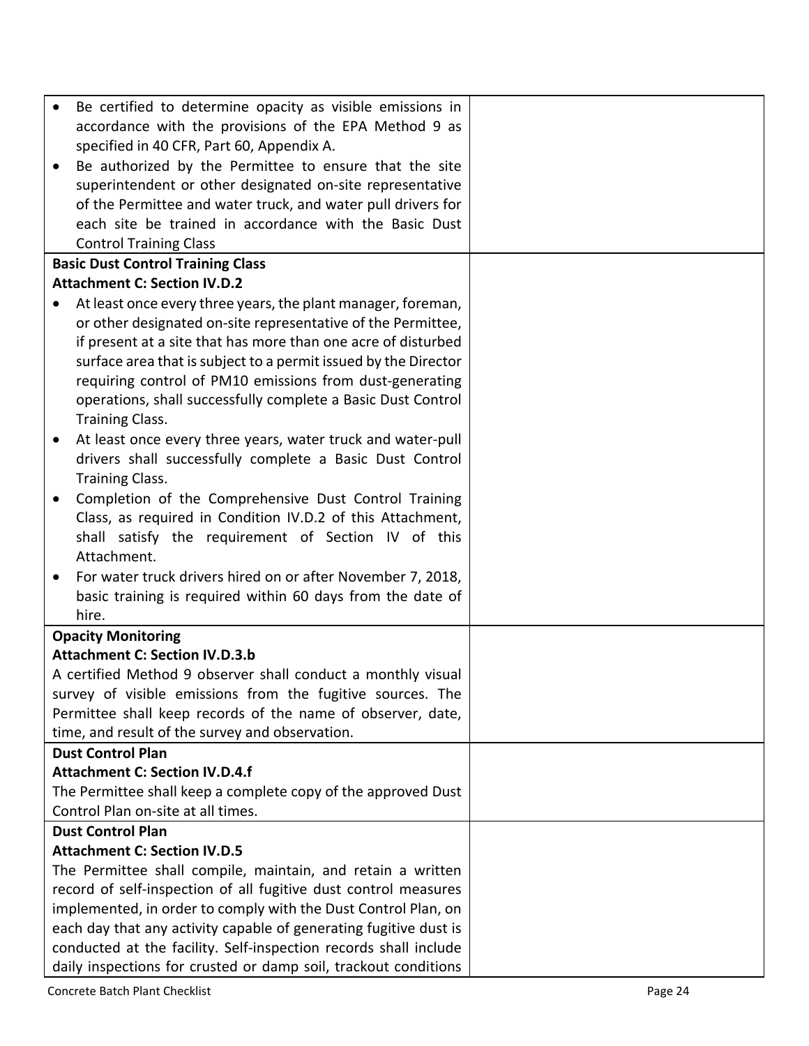| | |
|---|---|
| • Be certified to determine opacity as visible emissions in accordance with the provisions of the EPA Method 9 as specified in 40 CFR, Part 60, Appendix A.<br>• Be authorized by the Permittee to ensure that the site superintendent or other designated on-site representative of the Permittee and water truck, and water pull drivers for each site be trained in accordance with the Basic Dust Control Training Class | |
| **Basic Dust Control Training Class**<br>**Attachment C: Section IV.D.2**<br>• At least once every three years, the plant manager, foreman, or other designated on-site representative of the Permittee, if present at a site that has more than one acre of disturbed surface area that is subject to a permit issued by the Director requiring control of PM10 emissions from dust-generating operations, shall successfully complete a Basic Dust Control Training Class.<br>• At least once every three years, water truck and water-pull drivers shall successfully complete a Basic Dust Control Training Class.<br>• Completion of the Comprehensive Dust Control Training Class, as required in Condition IV.D.2 of this Attachment, shall satisfy the requirement of Section IV of this Attachment.<br>• For water truck drivers hired on or after November 7, 2018, basic training is required within 60 days from the date of hire. | |
| **Opacity Monitoring**<br>**Attachment C: Section IV.D.3.b**<br>A certified Method 9 observer shall conduct a monthly visual survey of visible emissions from the fugitive sources. The Permittee shall keep records of the name of observer, date, time, and result of the survey and observation. | |
| **Dust Control Plan**<br>**Attachment C: Section IV.D.4.f**<br>The Permittee shall keep a complete copy of the approved Dust Control Plan on-site at all times. | |
| **Dust Control Plan**<br>**Attachment C: Section IV.D.5**<br>The Permittee shall compile, maintain, and retain a written record of self-inspection of all fugitive dust control measures implemented, in order to comply with the Dust Control Plan, on each day that any activity capable of generating fugitive dust is conducted at the facility. Self-inspection records shall include daily inspections for crusted or damp soil, trackout conditions | |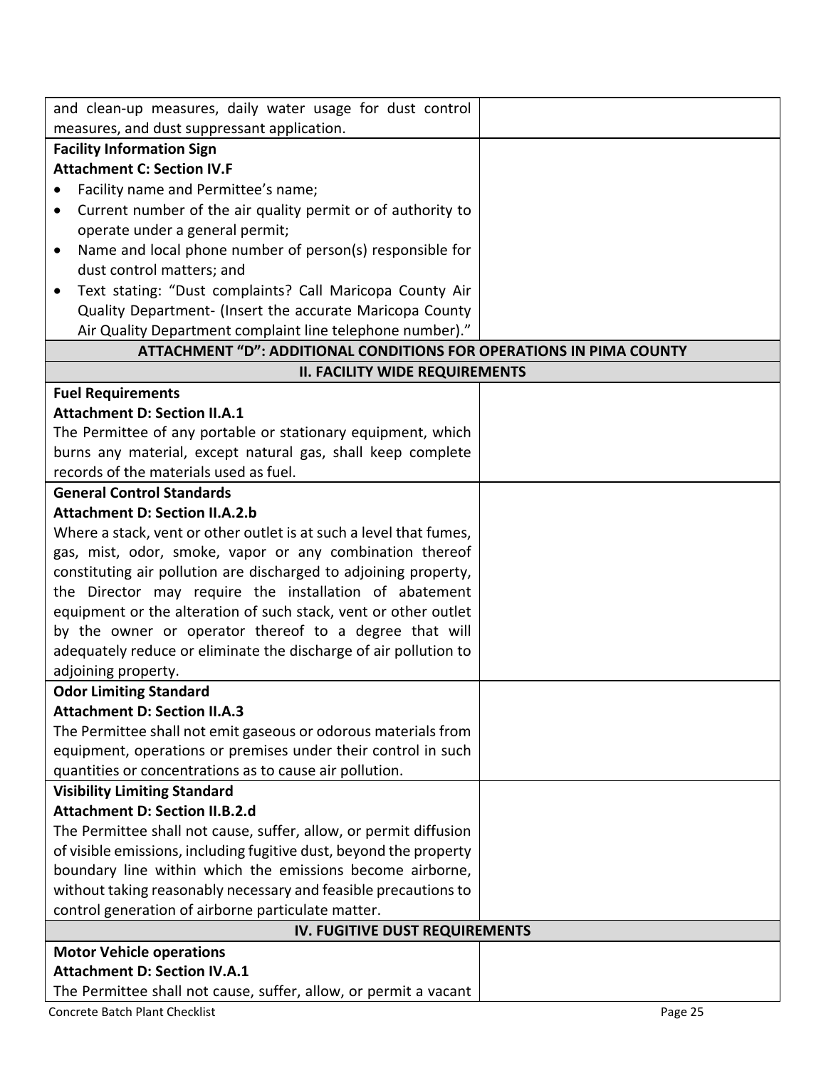| | |
|---|---|
| and clean-up measures, daily water usage for dust control measures, and dust suppressant application. | |
| **Facility Information Sign**<br>**Attachment C: Section IV.F**<br>• Facility name and Permittee's name;<br>• Current number of the air quality permit or of authority to operate under a general permit;<br>• Name and local phone number of person(s) responsible for dust control matters; and<br>• Text stating: "Dust complaints? Call Maricopa County Air Quality Department- (Insert the accurate Maricopa County Air Quality Department complaint line telephone number)." | |
| **ATTACHMENT "D": ADDITIONAL CONDITIONS FOR OPERATIONS IN PIMA COUNTY** | |
| **II. FACILITY WIDE REQUIREMENTS** | |
| **Fuel Requirements**<br>**Attachment D: Section II.A.1**<br>The Permittee of any portable or stationary equipment, which burns any material, except natural gas, shall keep complete records of the materials used as fuel. | |
| **General Control Standards**<br>**Attachment D: Section II.A.2.b**<br>Where a stack, vent or other outlet is at such a level that fumes, gas, mist, odor, smoke, vapor or any combination thereof constituting air pollution are discharged to adjoining property, the Director may require the installation of abatement equipment or the alteration of such stack, vent or other outlet by the owner or operator thereof to a degree that will adequately reduce or eliminate the discharge of air pollution to adjoining property. | |
| **Odor Limiting Standard**<br>**Attachment D: Section II.A.3**<br>The Permittee shall not emit gaseous or odorous materials from equipment, operations or premises under their control in such quantities or concentrations as to cause air pollution. | |
| **Visibility Limiting Standard**<br>**Attachment D: Section II.B.2.d**<br>The Permittee shall not cause, suffer, allow, or permit diffusion of visible emissions, including fugitive dust, beyond the property boundary line within which the emissions become airborne, without taking reasonably necessary and feasible precautions to control generation of airborne particulate matter. | |
| **IV. FUGITIVE DUST REQUIREMENTS** | |
| **Motor Vehicle operations**<br>**Attachment D: Section IV.A.1**<br>The Permittee shall not cause, suffer, allow, or permit a vacant | |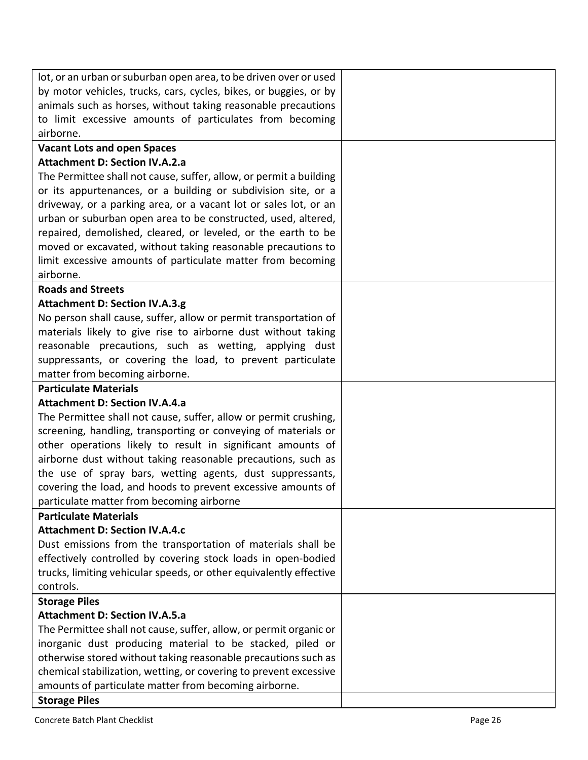| | |
|---|---|
| lot, or an urban or suburban open area, to be driven over or used by motor vehicles, trucks, cars, cycles, bikes, or buggies, or by animals such as horses, without taking reasonable precautions to limit excessive amounts of particulates from becoming airborne. | |
| **Vacant Lots and open Spaces**<br>**Attachment D: Section IV.A.2.a**<br>The Permittee shall not cause, suffer, allow, or permit a building or its appurtenances, or a building or subdivision site, or a driveway, or a parking area, or a vacant lot or sales lot, or an urban or suburban open area to be constructed, used, altered, repaired, demolished, cleared, or leveled, or the earth to be moved or excavated, without taking reasonable precautions to limit excessive amounts of particulate matter from becoming airborne. | |
| **Roads and Streets**<br>**Attachment D: Section IV.A.3.g**<br>No person shall cause, suffer, allow or permit transportation of materials likely to give rise to airborne dust without taking reasonable precautions, such as wetting, applying dust suppressants, or covering the load, to prevent particulate matter from becoming airborne. | |
| **Particulate Materials**<br>**Attachment D: Section IV.A.4.a**<br>The Permittee shall not cause, suffer, allow or permit crushing, screening, handling, transporting or conveying of materials or other operations likely to result in significant amounts of airborne dust without taking reasonable precautions, such as the use of spray bars, wetting agents, dust suppressants, covering the load, and hoods to prevent excessive amounts of particulate matter from becoming airborne | |
| **Particulate Materials**<br>**Attachment D: Section IV.A.4.c**<br>Dust emissions from the transportation of materials shall be effectively controlled by covering stock loads in open-bodied trucks, limiting vehicular speeds, or other equivalently effective controls. | |
| **Storage Piles**<br>**Attachment D: Section IV.A.5.a**<br>The Permittee shall not cause, suffer, allow, or permit organic or inorganic dust producing material to be stacked, piled or otherwise stored without taking reasonable precautions such as chemical stabilization, wetting, or covering to prevent excessive amounts of particulate matter from becoming airborne. | |
| **Storage Piles** | |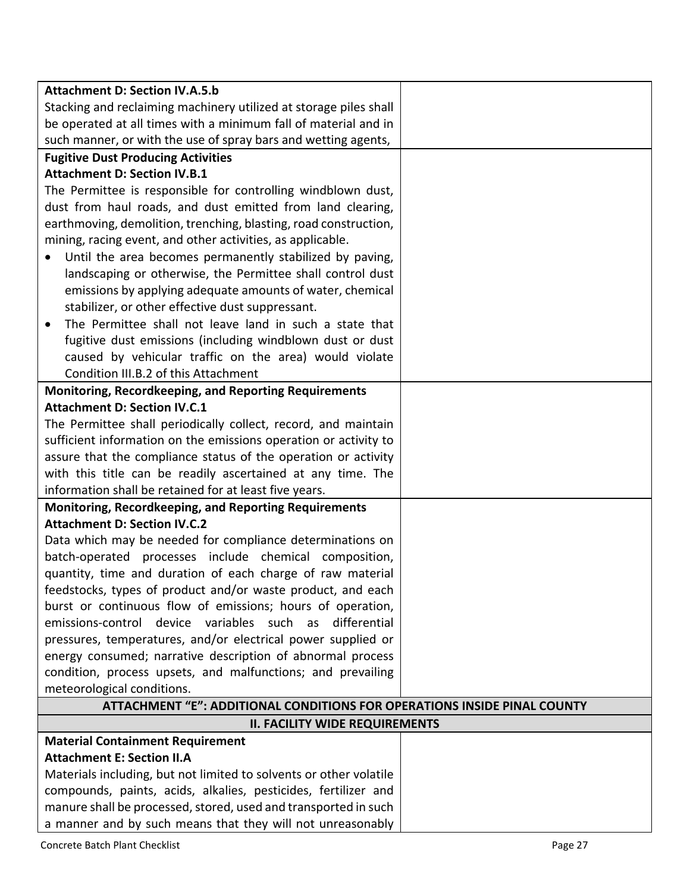| | |
|---|---|
| **Attachment D: Section IV.A.5.b**<br>Stacking and reclaiming machinery utilized at storage piles shall be operated at all times with a minimum fall of material and in such manner, or with the use of spray bars and wetting agents, | |
| **Fugitive Dust Producing Activities**<br>**Attachment D: Section IV.B.1**<br>The Permittee is responsible for controlling windblown dust, dust from haul roads, and dust emitted from land clearing, earthmoving, demolition, trenching, blasting, road construction, mining, racing event, and other activities, as applicable.<br>• Until the area becomes permanently stabilized by paving, landscaping or otherwise, the Permittee shall control dust emissions by applying adequate amounts of water, chemical stabilizer, or other effective dust suppressant.<br>• The Permittee shall not leave land in such a state that fugitive dust emissions (including windblown dust or dust caused by vehicular traffic on the area) would violate Condition III.B.2 of this Attachment | |
| **Monitoring, Recordkeeping, and Reporting Requirements**<br>**Attachment D: Section IV.C.1**<br>The Permittee shall periodically collect, record, and maintain sufficient information on the emissions operation or activity to assure that the compliance status of the operation or activity with this title can be readily ascertained at any time. The information shall be retained for at least five years. | |
| **Monitoring, Recordkeeping, and Reporting Requirements**<br>**Attachment D: Section IV.C.2**<br>Data which may be needed for compliance determinations on batch-operated processes include chemical composition, quantity, time and duration of each charge of raw material feedstocks, types of product and/or waste product, and each burst or continuous flow of emissions; hours of operation, emissions-control device variables such as differential pressures, temperatures, and/or electrical power supplied or energy consumed; narrative description of abnormal process condition, process upsets, and malfunctions; and prevailing meteorological conditions. | |
| **ATTACHMENT "E": ADDITIONAL CONDITIONS FOR OPERATIONS INSIDE PINAL COUNTY** | |
| **II. FACILITY WIDE REQUIREMENTS** | |
| **Material Containment Requirement**<br>**Attachment E: Section II.A**<br>Materials including, but not limited to solvents or other volatile compounds, paints, acids, alkalies, pesticides, fertilizer and manure shall be processed, stored, used and transported in such a manner and by such means that they will not unreasonably | |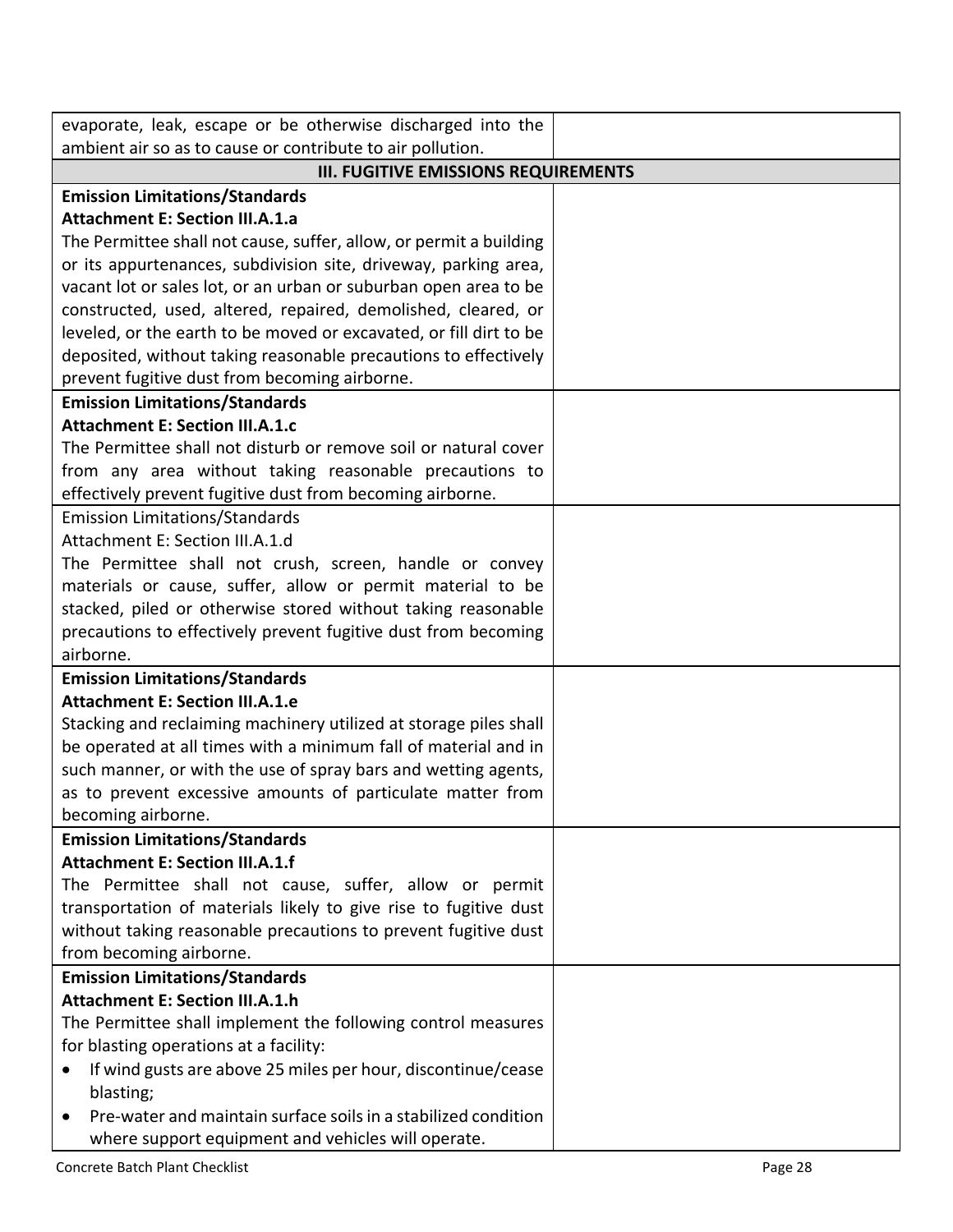| | |
|---|---|
| evaporate, leak, escape or be otherwise discharged into the ambient air so as to cause or contribute to air pollution. | |
| **III. FUGITIVE EMISSIONS REQUIREMENTS** | |
| **Emission Limitations/Standards**<br>**Attachment E: Section III.A.1.a**<br>The Permittee shall not cause, suffer, allow, or permit a building or its appurtenances, subdivision site, driveway, parking area, vacant lot or sales lot, or an urban or suburban open area to be constructed, used, altered, repaired, demolished, cleared, or leveled, or the earth to be moved or excavated, or fill dirt to be deposited, without taking reasonable precautions to effectively prevent fugitive dust from becoming airborne. | |
| **Emission Limitations/Standards**<br>**Attachment E: Section III.A.1.c**<br>The Permittee shall not disturb or remove soil or natural cover from any area without taking reasonable precautions to effectively prevent fugitive dust from becoming airborne. | |
| Emission Limitations/Standards<br>Attachment E: Section III.A.1.d<br>The Permittee shall not crush, screen, handle or convey materials or cause, suffer, allow or permit material to be stacked, piled or otherwise stored without taking reasonable precautions to effectively prevent fugitive dust from becoming airborne. | |
| **Emission Limitations/Standards**<br>**Attachment E: Section III.A.1.e**<br>Stacking and reclaiming machinery utilized at storage piles shall be operated at all times with a minimum fall of material and in such manner, or with the use of spray bars and wetting agents, as to prevent excessive amounts of particulate matter from becoming airborne. | |
| **Emission Limitations/Standards**<br>**Attachment E: Section III.A.1.f**<br>The Permittee shall not cause, suffer, allow or permit transportation of materials likely to give rise to fugitive dust without taking reasonable precautions to prevent fugitive dust from becoming airborne. | |
| **Emission Limitations/Standards**<br>**Attachment E: Section III.A.1.h**<br>The Permittee shall implement the following control measures for blasting operations at a facility:<br>• If wind gusts are above 25 miles per hour, discontinue/cease blasting;<br>• Pre-water and maintain surface soils in a stabilized condition where support equipment and vehicles will operate. | |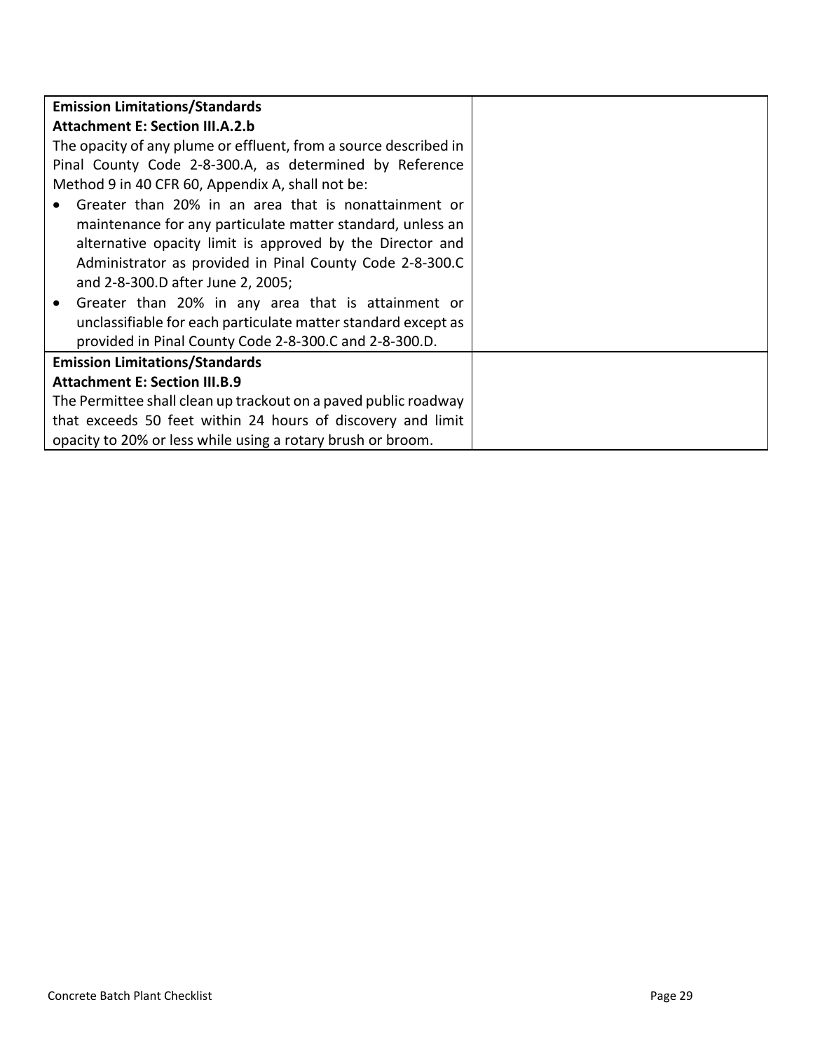| | |
|---|---|
| **Emission Limitations/Standards**<br>**Attachment E: Section III.A.2.b**<br>The opacity of any plume or effluent, from a source described in Pinal County Code 2-8-300.A, as determined by Reference Method 9 in 40 CFR 60, Appendix A, shall not be:<br>• Greater than 20% in an area that is nonattainment or maintenance for any particulate matter standard, unless an alternative opacity limit is approved by the Director and Administrator as provided in Pinal County Code 2-8-300.C and 2-8-300.D after June 2, 2005;<br>• Greater than 20% in any area that is attainment or unclassifiable for each particulate matter standard except as provided in Pinal County Code 2-8-300.C and 2-8-300.D. | |
| **Emission Limitations/Standards**<br>**Attachment E: Section III.B.9**<br>The Permittee shall clean up trackout on a paved public roadway that exceeds 50 feet within 24 hours of discovery and limit opacity to 20% or less while using a rotary brush or broom. | |